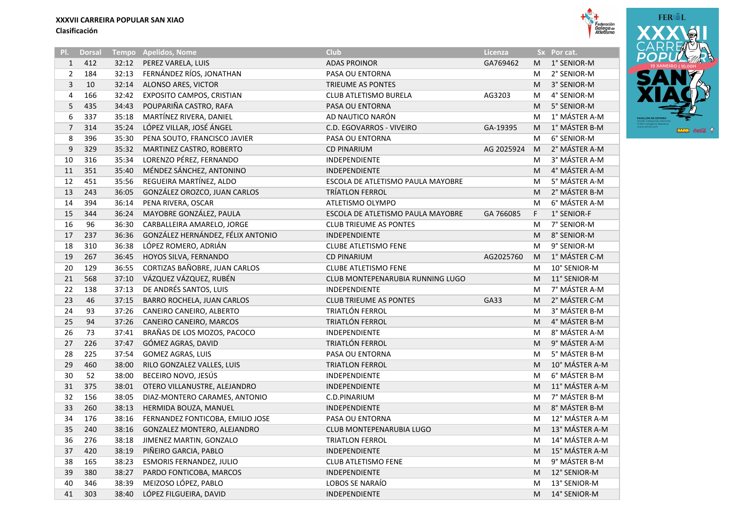**XXXVII CARREIRA POPULAR SAN XIAO**
**Clasificación**

| Pl. | Dorsal | Tempo | Apelidos, Nome | Club | Licenza | Sx | Por cat. |
|---|---|---|---|---|---|---|---|
| 1 | 412 | 32:12 | PEREZ VARELA, LUIS | ADAS PROINOR | GA769462 | M | 1° SENIOR-M |
| 2 | 184 | 32:13 | FERNÁNDEZ RÍOS, JONATHAN | PASA OU ENTORNA | | M | 2° SENIOR-M |
| 3 | 10 | 32:14 | ALONSO ARES, VICTOR | TRIEUME AS PONTES | | M | 3° SENIOR-M |
| 4 | 166 | 32:42 | EXPOSITO CAMPOS, CRISTIAN | CLUB ATLETISMO BURELA | AG3203 | M | 4° SENIOR-M |
| 5 | 435 | 34:43 | POUPARIÑA CASTRO, RAFA | PASA OU ENTORNA | | M | 5° SENIOR-M |
| 6 | 337 | 35:18 | MARTÍNEZ RIVERA, DANIEL | AD NAUTICO NARÓN | | M | 1° MÁSTER A-M |
| 7 | 314 | 35:24 | LÓPEZ VILLAR, JOSÉ ÁNGEL | C.D. EGOVARROS - VIVEIRO | GA-19395 | M | 1° MÁSTER B-M |
| 8 | 396 | 35:30 | PENA SOUTO, FRANCISCO JAVIER | PASA OU ENTORNA | | M | 6° SENIOR-M |
| 9 | 329 | 35:32 | MARTINEZ CASTRO, ROBERTO | CD PINARIUM | AG 2025924 | M | 2° MÁSTER A-M |
| 10 | 316 | 35:34 | LORENZO PÉREZ, FERNANDO | INDEPENDIENTE | | M | 3° MÁSTER A-M |
| 11 | 351 | 35:40 | MÉNDEZ SÁNCHEZ, ANTONINO | INDEPENDIENTE | | M | 4° MÁSTER A-M |
| 12 | 451 | 35:56 | REGUEIRA MARTÍNEZ, ALDO | ESCOLA DE ATLETISMO PAULA MAYOBRE | | M | 5° MÁSTER A-M |
| 13 | 243 | 36:05 | GONZÁLEZ OROZCO, JUAN CARLOS | TRÍATLON FERROL | | M | 2° MÁSTER B-M |
| 14 | 394 | 36:14 | PENA RIVERA, OSCAR | ATLETISMO OLYMPO | | M | 6° MÁSTER A-M |
| 15 | 344 | 36:24 | MAYOBRE GONZÁLEZ, PAULA | ESCOLA DE ATLETISMO PAULA MAYOBRE | GA 766085 | F | 1° SENIOR-F |
| 16 | 96 | 36:30 | CARBALLEIRA AMARELO, JORGE | CLUB TRIEUME AS PONTES | | M | 7° SENIOR-M |
| 17 | 237 | 36:36 | GONZÁLEZ HERNÁNDEZ, FÉLIX ANTONIO | INDEPENDIENTE | | M | 8° SENIOR-M |
| 18 | 310 | 36:38 | LÓPEZ ROMERO, ADRIÁN | CLUBE ATLETISMO FENE | | M | 9° SENIOR-M |
| 19 | 267 | 36:45 | HOYOS SILVA, FERNANDO | CD PINARIUM | AG2025760 | M | 1° MÁSTER C-M |
| 20 | 129 | 36:55 | CORTIZAS BAÑOBRE, JUAN CARLOS | CLUBE ATLETISMO FENE | | M | 10° SENIOR-M |
| 21 | 568 | 37:10 | VÁZQUEZ VÁZQUEZ, RUBÉN | CLUB MONTEPENARUBIA RUNNING LUGO | | M | 11° SENIOR-M |
| 22 | 138 | 37:13 | DE ANDRÉS SANTOS, LUIS | INDEPENDIENTE | | M | 7° MÁSTER A-M |
| 23 | 46 | 37:15 | BARRO ROCHELA, JUAN CARLOS | CLUB TRIEUME AS PONTES | GA33 | M | 2° MÁSTER C-M |
| 24 | 93 | 37:26 | CANEIRO CANEIRO, ALBERTO | TRIATLÓN FERROL | | M | 3° MÁSTER B-M |
| 25 | 94 | 37:26 | CANEIRO CANEIRO, MARCOS | TRIATLÓN FERROL | | M | 4° MÁSTER B-M |
| 26 | 73 | 37:41 | BRAÑAS DE LOS MOZOS, PACOCO | INDEPENDIENTE | | M | 8° MÁSTER A-M |
| 27 | 226 | 37:47 | GÓMEZ AGRAS, DAVID | TRIATLÓN FERROL | | M | 9° MÁSTER A-M |
| 28 | 225 | 37:54 | GOMEZ AGRAS, LUIS | PASA OU ENTORNA | | M | 5° MÁSTER B-M |
| 29 | 460 | 38:00 | RILO GONZALEZ VALLES, LUIS | TRIATLON FERROL | | M | 10° MÁSTER A-M |
| 30 | 52 | 38:00 | BECEIRO NOVO, JESÚS | INDEPENDIENTE | | M | 6° MÁSTER B-M |
| 31 | 375 | 38:01 | OTERO VILLANUSTRE, ALEJANDRO | INDEPENDIENTE | | M | 11° MÁSTER A-M |
| 32 | 156 | 38:05 | DIAZ-MONTERO CARAMES, ANTONIO | C.D.PINARIUM | | M | 7° MÁSTER B-M |
| 33 | 260 | 38:13 | HERMIDA BOUZA, MANUEL | INDEPENDIENTE | | M | 8° MÁSTER B-M |
| 34 | 176 | 38:16 | FERNANDEZ FONTICOBA, EMILIO JOSE | PASA OU ENTORNA | | M | 12° MÁSTER A-M |
| 35 | 240 | 38:16 | GONZALEZ MONTERO, ALEJANDRO | CLUB MONTEPENARUBIA LUGO | | M | 13° MÁSTER A-M |
| 36 | 276 | 38:18 | JIMENEZ MARTIN, GONZALO | TRIATLON FERROL | | M | 14° MÁSTER A-M |
| 37 | 420 | 38:19 | PIÑEIRO GARCIA, PABLO | INDEPENDIENTE | | M | 15° MÁSTER A-M |
| 38 | 165 | 38:23 | ESMORIS FERNANDEZ, JULIO | CLUB ATLETISMO FENE | | M | 9° MÁSTER B-M |
| 39 | 380 | 38:27 | PARDO FONTICOBA, MARCOS | INDEPENDIENTE | | M | 12° SENIOR-M |
| 40 | 346 | 38:39 | MEIZOSO LÓPEZ, PABLO | LOBOS SE NARAÍO | | M | 13° SENIOR-M |
| 41 | 303 | 38:40 | LÓPEZ FILGUEIRA, DAVID | INDEPENDIENTE | | M | 14° SENIOR-M |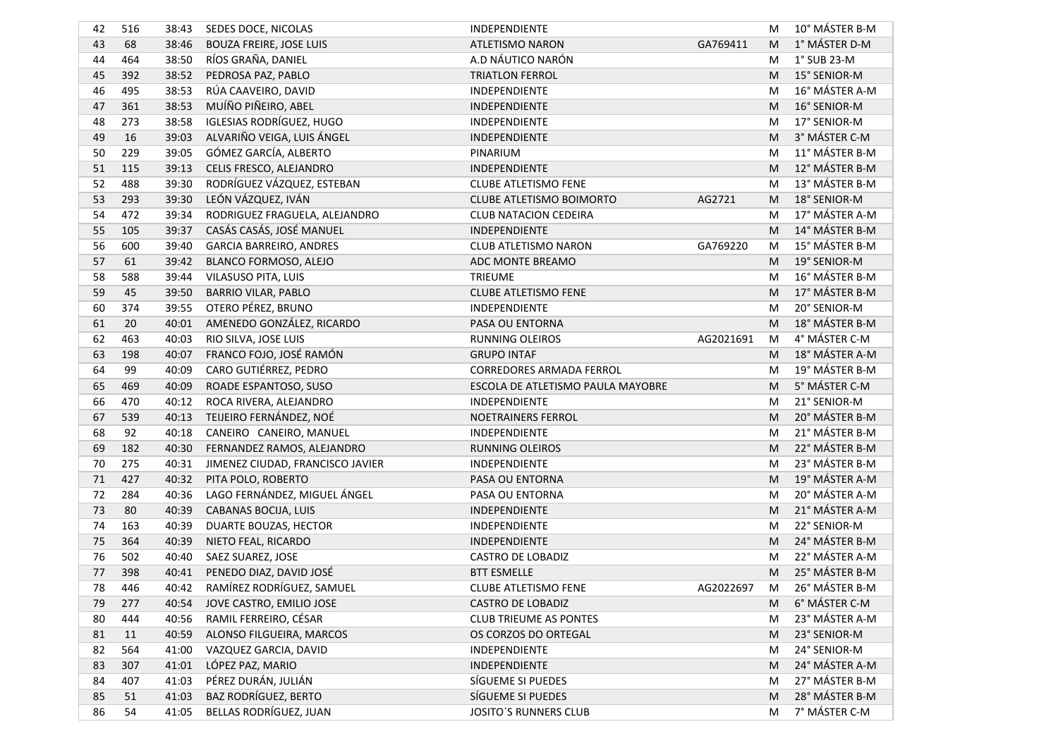| | | | | | | | |
|---|---|---|---|---|---|---|---|
| 42 | 516 | 38:43 | SEDES DOCE, NICOLAS | INDEPENDIENTE | | M | 10° MÁSTER B-M |
| 43 | 68 | 38:46 | BOUZA FREIRE, JOSE LUIS | ATLETISMO NARON | GA769411 | M | 1° MÁSTER D-M |
| 44 | 464 | 38:50 | RÍOS GRAÑA, DANIEL | A.D NÁUTICO NARÓN | | M | 1° SUB 23-M |
| 45 | 392 | 38:52 | PEDROSA PAZ, PABLO | TRIATLON FERROL | | M | 15° SENIOR-M |
| 46 | 495 | 38:53 | RÚA CAAVEIRO, DAVID | INDEPENDIENTE | | M | 16° MÁSTER A-M |
| 47 | 361 | 38:53 | MUÍÑO PIÑEIRO, ABEL | INDEPENDIENTE | | M | 16° SENIOR-M |
| 48 | 273 | 38:58 | IGLESIAS RODRÍGUEZ, HUGO | INDEPENDIENTE | | M | 17° SENIOR-M |
| 49 | 16 | 39:03 | ALVARIÑO VEIGA, LUIS ÁNGEL | INDEPENDIENTE | | M | 3° MÁSTER C-M |
| 50 | 229 | 39:05 | GÓMEZ GARCÍA, ALBERTO | PINARIUM | | M | 11° MÁSTER B-M |
| 51 | 115 | 39:13 | CELIS FRESCO, ALEJANDRO | INDEPENDIENTE | | M | 12° MÁSTER B-M |
| 52 | 488 | 39:30 | RODRÍGUEZ VÁZQUEZ, ESTEBAN | CLUBE ATLETISMO FENE | | M | 13° MÁSTER B-M |
| 53 | 293 | 39:30 | LEÓN VÁZQUEZ, IVÁN | CLUBE ATLETISMO BOIMORTO | AG2721 | M | 18° SENIOR-M |
| 54 | 472 | 39:34 | RODRIGUEZ FRAGUELA, ALEJANDRO | CLUB NATACION CEDEIRA | | M | 17° MÁSTER A-M |
| 55 | 105 | 39:37 | CASÁS CASÁS, JOSÉ MANUEL | INDEPENDIENTE | | M | 14° MÁSTER B-M |
| 56 | 600 | 39:40 | GARCIA BARREIRO, ANDRES | CLUB ATLETISMO NARON | GA769220 | M | 15° MÁSTER B-M |
| 57 | 61 | 39:42 | BLANCO FORMOSO, ALEJO | ADC MONTE BREAMO | | M | 19° SENIOR-M |
| 58 | 588 | 39:44 | VILASUSO PITA, LUIS | TRIEUME | | M | 16° MÁSTER B-M |
| 59 | 45 | 39:50 | BARRIO VILAR, PABLO | CLUBE ATLETISMO FENE | | M | 17° MÁSTER B-M |
| 60 | 374 | 39:55 | OTERO PÉREZ, BRUNO | INDEPENDIENTE | | M | 20° SENIOR-M |
| 61 | 20 | 40:01 | AMENEDO GONZÁLEZ, RICARDO | PASA OU ENTORNA | | M | 18° MÁSTER B-M |
| 62 | 463 | 40:03 | RIO SILVA, JOSE LUIS | RUNNING OLEIROS | AG2021691 | M | 4° MÁSTER C-M |
| 63 | 198 | 40:07 | FRANCO FOJO, JOSÉ RAMÓN | GRUPO INTAF | | M | 18° MÁSTER A-M |
| 64 | 99 | 40:09 | CARO GUTIÉRREZ, PEDRO | CORREDORES ARMADA FERROL | | M | 19° MÁSTER B-M |
| 65 | 469 | 40:09 | ROADE ESPANTOSO, SUSO | ESCOLA DE ATLETISMO PAULA MAYOBRE | | M | 5° MÁSTER C-M |
| 66 | 470 | 40:12 | ROCA RIVERA, ALEJANDRO | INDEPENDIENTE | | M | 21° SENIOR-M |
| 67 | 539 | 40:13 | TEIJEIRO FERNÁNDEZ, NOÉ | NOETRAINERS FERROL | | M | 20° MÁSTER B-M |
| 68 | 92 | 40:18 | CANEIRO CANEIRO, MANUEL | INDEPENDIENTE | | M | 21° MÁSTER B-M |
| 69 | 182 | 40:30 | FERNANDEZ RAMOS, ALEJANDRO | RUNNING OLEIROS | | M | 22° MÁSTER B-M |
| 70 | 275 | 40:31 | JIMENEZ CIUDAD, FRANCISCO JAVIER | INDEPENDIENTE | | M | 23° MÁSTER B-M |
| 71 | 427 | 40:32 | PITA POLO, ROBERTO | PASA OU ENTORNA | | M | 19° MÁSTER A-M |
| 72 | 284 | 40:36 | LAGO FERNÁNDEZ, MIGUEL ÁNGEL | PASA OU ENTORNA | | M | 20° MÁSTER A-M |
| 73 | 80 | 40:39 | CABANAS BOCIJA, LUIS | INDEPENDIENTE | | M | 21° MÁSTER A-M |
| 74 | 163 | 40:39 | DUARTE BOUZAS, HECTOR | INDEPENDIENTE | | M | 22° SENIOR-M |
| 75 | 364 | 40:39 | NIETO FEAL, RICARDO | INDEPENDIENTE | | M | 24° MÁSTER B-M |
| 76 | 502 | 40:40 | SAEZ SUAREZ, JOSE | CASTRO DE LOBADIZ | | M | 22° MÁSTER A-M |
| 77 | 398 | 40:41 | PENEDO DIAZ, DAVID JOSÉ | BTT ESMELLE | | M | 25° MÁSTER B-M |
| 78 | 446 | 40:42 | RAMÍREZ RODRÍGUEZ, SAMUEL | CLUBE ATLETISMO FENE | AG2022697 | M | 26° MÁSTER B-M |
| 79 | 277 | 40:54 | JOVE CASTRO, EMILIO JOSE | CASTRO DE LOBADIZ | | M | 6° MÁSTER C-M |
| 80 | 444 | 40:56 | RAMIL FERREIRO, CÉSAR | CLUB TRIEUME AS PONTES | | M | 23° MÁSTER A-M |
| 81 | 11 | 40:59 | ALONSO FILGUEIRA, MARCOS | OS CORZOS DO ORTEGAL | | M | 23° SENIOR-M |
| 82 | 564 | 41:00 | VAZQUEZ GARCIA, DAVID | INDEPENDIENTE | | M | 24° SENIOR-M |
| 83 | 307 | 41:01 | LÓPEZ PAZ, MARIO | INDEPENDIENTE | | M | 24° MÁSTER A-M |
| 84 | 407 | 41:03 | PÉREZ DURÁN, JULIÁN | SÍGUEME SI PUEDES | | M | 27° MÁSTER B-M |
| 85 | 51 | 41:03 | BAZ RODRÍGUEZ, BERTO | SÍGUEME SI PUEDES | | M | 28° MÁSTER B-M |
| 86 | 54 | 41:05 | BELLAS RODRÍGUEZ, JUAN | JOSITO´S RUNNERS CLUB | | M | 7° MÁSTER C-M |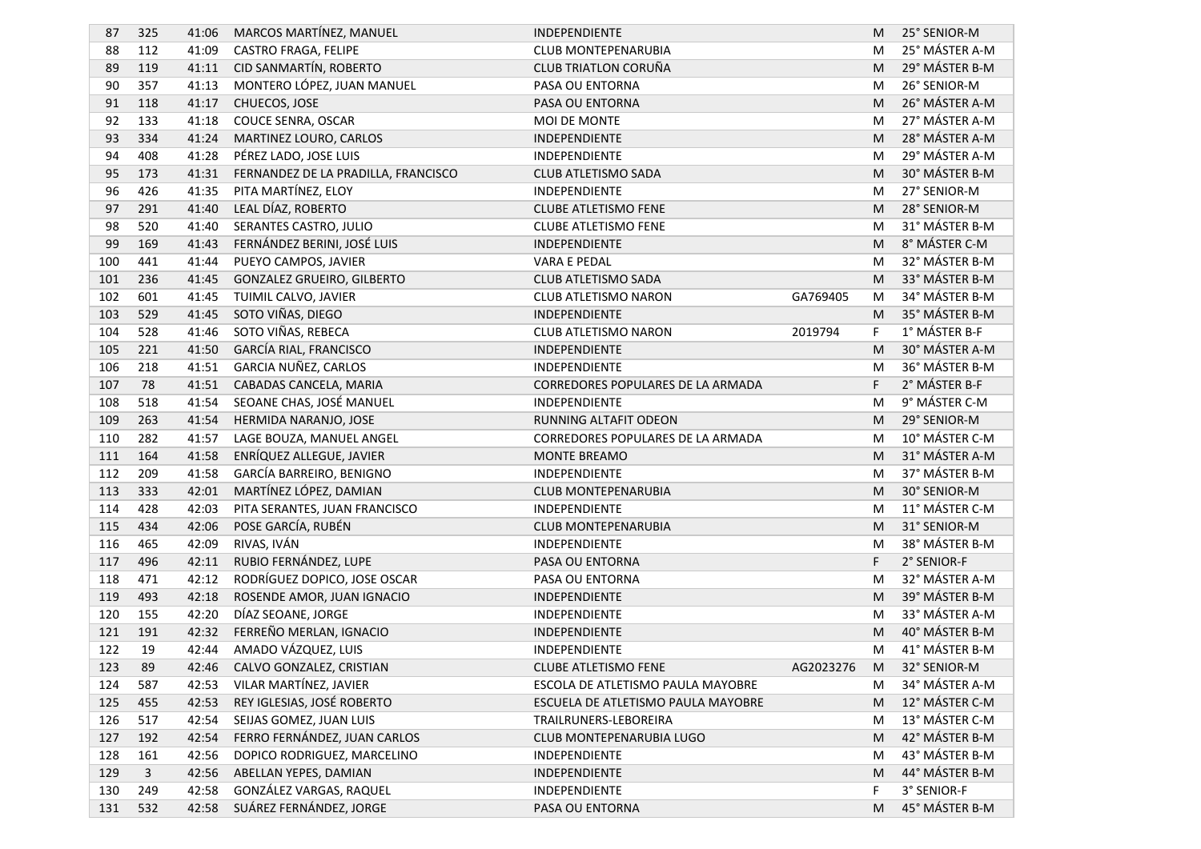| 87 | 325 | 41:06 | MARCOS MARTÍNEZ, MANUEL | INDEPENDIENTE | | M | 25° SENIOR-M |
|---|---|---|---|---|---|---|---|
| 88 | 112 | 41:09 | CASTRO FRAGA, FELIPE | CLUB MONTEPENARUBIA | | M | 25° MÁSTER A-M |
| 89 | 119 | 41:11 | CID SANMARTÍN, ROBERTO | CLUB TRIATLON CORUÑA | | M | 29° MÁSTER B-M |
| 90 | 357 | 41:13 | MONTERO LÓPEZ, JUAN MANUEL | PASA OU ENTORNA | | M | 26° SENIOR-M |
| 91 | 118 | 41:17 | CHUECOS, JOSE | PASA OU ENTORNA | | M | 26° MÁSTER A-M |
| 92 | 133 | 41:18 | COUCE SENRA, OSCAR | MOI DE MONTE | | M | 27° MÁSTER A-M |
| 93 | 334 | 41:24 | MARTINEZ LOURO, CARLOS | INDEPENDIENTE | | M | 28° MÁSTER A-M |
| 94 | 408 | 41:28 | PÉREZ LADO, JOSE LUIS | INDEPENDIENTE | | M | 29° MÁSTER A-M |
| 95 | 173 | 41:31 | FERNANDEZ DE LA PRADILLA, FRANCISCO | CLUB ATLETISMO SADA | | M | 30° MÁSTER B-M |
| 96 | 426 | 41:35 | PITA MARTÍNEZ, ELOY | INDEPENDIENTE | | M | 27° SENIOR-M |
| 97 | 291 | 41:40 | LEAL DÍAZ, ROBERTO | CLUBE ATLETISMO FENE | | M | 28° SENIOR-M |
| 98 | 520 | 41:40 | SERANTES CASTRO, JULIO | CLUBE ATLETISMO FENE | | M | 31° MÁSTER B-M |
| 99 | 169 | 41:43 | FERNÁNDEZ BERINI, JOSÉ LUIS | INDEPENDIENTE | | M | 8° MÁSTER C-M |
| 100 | 441 | 41:44 | PUEYO CAMPOS, JAVIER | VARA E PEDAL | | M | 32° MÁSTER B-M |
| 101 | 236 | 41:45 | GONZALEZ GRUEIRO, GILBERTO | CLUB ATLETISMO SADA | | M | 33° MÁSTER B-M |
| 102 | 601 | 41:45 | TUIMIL CALVO, JAVIER | CLUB ATLETISMO NARON | GA769405 | M | 34° MÁSTER B-M |
| 103 | 529 | 41:45 | SOTO VIÑAS, DIEGO | INDEPENDIENTE | | M | 35° MÁSTER B-M |
| 104 | 528 | 41:46 | SOTO VIÑAS, REBECA | CLUB ATLETISMO NARON | 2019794 | F | 1° MÁSTER B-F |
| 105 | 221 | 41:50 | GARCÍA RIAL, FRANCISCO | INDEPENDIENTE | | M | 30° MÁSTER A-M |
| 106 | 218 | 41:51 | GARCIA NUÑEZ, CARLOS | INDEPENDIENTE | | M | 36° MÁSTER B-M |
| 107 | 78 | 41:51 | CABADAS CANCELA, MARIA | CORREDORES POPULARES DE LA ARMADA | | F | 2° MÁSTER B-F |
| 108 | 518 | 41:54 | SEOANE CHAS, JOSÉ MANUEL | INDEPENDIENTE | | M | 9° MÁSTER C-M |
| 109 | 263 | 41:54 | HERMIDA NARANJO, JOSE | RUNNING ALTAFIT ODEON | | M | 29° SENIOR-M |
| 110 | 282 | 41:57 | LAGE BOUZA, MANUEL ANGEL | CORREDORES POPULARES DE LA ARMADA | | M | 10° MÁSTER C-M |
| 111 | 164 | 41:58 | ENRÍQUEZ ALLEGUE, JAVIER | MONTE BREAMO | | M | 31° MÁSTER A-M |
| 112 | 209 | 41:58 | GARCÍA BARREIRO, BENIGNO | INDEPENDIENTE | | M | 37° MÁSTER B-M |
| 113 | 333 | 42:01 | MARTÍNEZ LÓPEZ, DAMIAN | CLUB MONTEPENARUBIA | | M | 30° SENIOR-M |
| 114 | 428 | 42:03 | PITA SERANTES, JUAN FRANCISCO | INDEPENDIENTE | | M | 11° MÁSTER C-M |
| 115 | 434 | 42:06 | POSE GARCÍA, RUBÉN | CLUB MONTEPENARUBIA | | M | 31° SENIOR-M |
| 116 | 465 | 42:09 | RIVAS, IVÁN | INDEPENDIENTE | | M | 38° MÁSTER B-M |
| 117 | 496 | 42:11 | RUBIO FERNÁNDEZ, LUPE | PASA OU ENTORNA | | F | 2° SENIOR-F |
| 118 | 471 | 42:12 | RODRÍGUEZ DOPICO, JOSE OSCAR | PASA OU ENTORNA | | M | 32° MÁSTER A-M |
| 119 | 493 | 42:18 | ROSENDE AMOR, JUAN IGNACIO | INDEPENDIENTE | | M | 39° MÁSTER B-M |
| 120 | 155 | 42:20 | DÍAZ SEOANE, JORGE | INDEPENDIENTE | | M | 33° MÁSTER A-M |
| 121 | 191 | 42:32 | FERREÑO MERLAN, IGNACIO | INDEPENDIENTE | | M | 40° MÁSTER B-M |
| 122 | 19 | 42:44 | AMADO VÁZQUEZ, LUIS | INDEPENDIENTE | | M | 41° MÁSTER B-M |
| 123 | 89 | 42:46 | CALVO GONZALEZ, CRISTIAN | CLUBE ATLETISMO FENE | AG2023276 | M | 32° SENIOR-M |
| 124 | 587 | 42:53 | VILAR MARTÍNEZ, JAVIER | ESCOLA DE ATLETISMO PAULA MAYOBRE | | M | 34° MÁSTER A-M |
| 125 | 455 | 42:53 | REY IGLESIAS, JOSÉ ROBERTO | ESCUELA DE ATLETISMO PAULA MAYOBRE | | M | 12° MÁSTER C-M |
| 126 | 517 | 42:54 | SEIJAS GOMEZ, JUAN LUIS | TRAILRUNERS-LEBOREIRA | | M | 13° MÁSTER C-M |
| 127 | 192 | 42:54 | FERRO FERNÁNDEZ, JUAN CARLOS | CLUB MONTEPENARUBIA LUGO | | M | 42° MÁSTER B-M |
| 128 | 161 | 42:56 | DOPICO RODRIGUEZ, MARCELINO | INDEPENDIENTE | | M | 43° MÁSTER B-M |
| 129 | 3 | 42:56 | ABELLAN YEPES, DAMIAN | INDEPENDIENTE | | M | 44° MÁSTER B-M |
| 130 | 249 | 42:58 | GONZÁLEZ VARGAS, RAQUEL | INDEPENDIENTE | | F | 3° SENIOR-F |
| 131 | 532 | 42:58 | SUÁREZ FERNÁNDEZ, JORGE | PASA OU ENTORNA | | M | 45° MÁSTER B-M |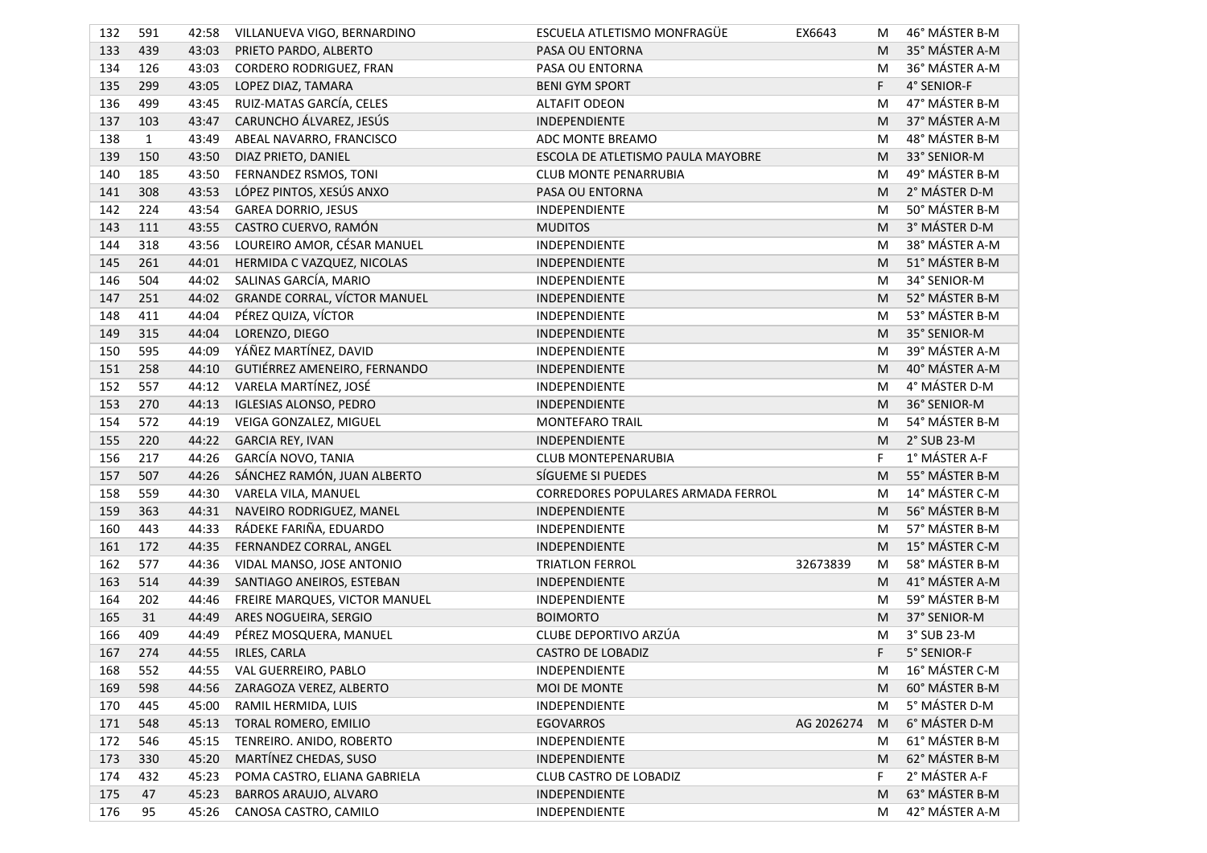| 132 | 591 | 42:58 | VILLANUEVA VIGO, BERNARDINO | ESCUELA ATLETISMO MONFRAGÜE | EX6643 | M | 46° MÁSTER B-M |
|---|---|---|---|---|---|---|---|
| 133 | 439 | 43:03 | PRIETO PARDO, ALBERTO | PASA OU ENTORNA | | M | 35° MÁSTER A-M |
| 134 | 126 | 43:03 | CORDERO RODRIGUEZ, FRAN | PASA OU ENTORNA | | M | 36° MÁSTER A-M |
| 135 | 299 | 43:05 | LOPEZ DIAZ, TAMARA | BENI GYM SPORT | | F | 4° SENIOR-F |
| 136 | 499 | 43:45 | RUIZ-MATAS GARCÍA, CELES | ALTAFIT ODEON | | M | 47° MÁSTER B-M |
| 137 | 103 | 43:47 | CARUNCHO ÁLVAREZ, JESÚS | INDEPENDIENTE | | M | 37° MÁSTER A-M |
| 138 | 1 | 43:49 | ABEAL NAVARRO, FRANCISCO | ADC MONTE BREAMO | | M | 48° MÁSTER B-M |
| 139 | 150 | 43:50 | DIAZ PRIETO, DANIEL | ESCOLA DE ATLETISMO PAULA MAYOBRE | | M | 33° SENIOR-M |
| 140 | 185 | 43:50 | FERNANDEZ RSMOS, TONI | CLUB MONTE PENARRUBIA | | M | 49° MÁSTER B-M |
| 141 | 308 | 43:53 | LÓPEZ PINTOS, XESÚS ANXO | PASA OU ENTORNA | | M | 2° MÁSTER D-M |
| 142 | 224 | 43:54 | GAREA DORRIO, JESUS | INDEPENDIENTE | | M | 50° MÁSTER B-M |
| 143 | 111 | 43:55 | CASTRO CUERVO, RAMÓN | MUDITOS | | M | 3° MÁSTER D-M |
| 144 | 318 | 43:56 | LOUREIRO AMOR, CÉSAR MANUEL | INDEPENDIENTE | | M | 38° MÁSTER A-M |
| 145 | 261 | 44:01 | HERMIDA C VAZQUEZ, NICOLAS | INDEPENDIENTE | | M | 51° MÁSTER B-M |
| 146 | 504 | 44:02 | SALINAS GARCÍA, MARIO | INDEPENDIENTE | | M | 34° SENIOR-M |
| 147 | 251 | 44:02 | GRANDE CORRAL, VÍCTOR MANUEL | INDEPENDIENTE | | M | 52° MÁSTER B-M |
| 148 | 411 | 44:04 | PÉREZ QUIZA, VÍCTOR | INDEPENDIENTE | | M | 53° MÁSTER B-M |
| 149 | 315 | 44:04 | LORENZO, DIEGO | INDEPENDIENTE | | M | 35° SENIOR-M |
| 150 | 595 | 44:09 | YÁÑEZ MARTÍNEZ, DAVID | INDEPENDIENTE | | M | 39° MÁSTER A-M |
| 151 | 258 | 44:10 | GUTIÉRREZ AMENEIRO, FERNANDO | INDEPENDIENTE | | M | 40° MÁSTER A-M |
| 152 | 557 | 44:12 | VARELA MARTÍNEZ, JOSÉ | INDEPENDIENTE | | M | 4° MÁSTER D-M |
| 153 | 270 | 44:13 | IGLESIAS ALONSO, PEDRO | INDEPENDIENTE | | M | 36° SENIOR-M |
| 154 | 572 | 44:19 | VEIGA GONZALEZ, MIGUEL | MONTEFARO TRAIL | | M | 54° MÁSTER B-M |
| 155 | 220 | 44:22 | GARCIA REY, IVAN | INDEPENDIENTE | | M | 2° SUB 23-M |
| 156 | 217 | 44:26 | GARCÍA NOVO, TANIA | CLUB MONTEPENARUBIA | | F | 1° MÁSTER A-F |
| 157 | 507 | 44:26 | SÁNCHEZ RAMÓN, JUAN ALBERTO | SÍGUEME SI PUEDES | | M | 55° MÁSTER B-M |
| 158 | 559 | 44:30 | VARELA VILA, MANUEL | CORREDORES POPULARES ARMADA FERROL | | M | 14° MÁSTER C-M |
| 159 | 363 | 44:31 | NAVEIRO RODRIGUEZ, MANEL | INDEPENDIENTE | | M | 56° MÁSTER B-M |
| 160 | 443 | 44:33 | RÁDEKE FARIÑA, EDUARDO | INDEPENDIENTE | | M | 57° MÁSTER B-M |
| 161 | 172 | 44:35 | FERNANDEZ CORRAL, ANGEL | INDEPENDIENTE | | M | 15° MÁSTER C-M |
| 162 | 577 | 44:36 | VIDAL MANSO, JOSE ANTONIO | TRIATLON FERROL | 32673839 | M | 58° MÁSTER B-M |
| 163 | 514 | 44:39 | SANTIAGO ANEIROS, ESTEBAN | INDEPENDIENTE | | M | 41° MÁSTER A-M |
| 164 | 202 | 44:46 | FREIRE MARQUES, VICTOR MANUEL | INDEPENDIENTE | | M | 59° MÁSTER B-M |
| 165 | 31 | 44:49 | ARES NOGUEIRA, SERGIO | BOIMORTO | | M | 37° SENIOR-M |
| 166 | 409 | 44:49 | PÉREZ MOSQUERA, MANUEL | CLUBE DEPORTIVO ARZÚA | | M | 3° SUB 23-M |
| 167 | 274 | 44:55 | IRLES, CARLA | CASTRO DE LOBADIZ | | F | 5° SENIOR-F |
| 168 | 552 | 44:55 | VAL GUERREIRO, PABLO | INDEPENDIENTE | | M | 16° MÁSTER C-M |
| 169 | 598 | 44:56 | ZARAGOZA VEREZ, ALBERTO | MOI DE MONTE | | M | 60° MÁSTER B-M |
| 170 | 445 | 45:00 | RAMIL HERMIDA, LUIS | INDEPENDIENTE | | M | 5° MÁSTER D-M |
| 171 | 548 | 45:13 | TORAL ROMERO, EMILIO | EGOVARROS | AG 2026274 | M | 6° MÁSTER D-M |
| 172 | 546 | 45:15 | TENREIRO. ANIDO, ROBERTO | INDEPENDIENTE | | M | 61° MÁSTER B-M |
| 173 | 330 | 45:20 | MARTÍNEZ CHEDAS, SUSO | INDEPENDIENTE | | M | 62° MÁSTER B-M |
| 174 | 432 | 45:23 | POMA CASTRO, ELIANA GABRIELA | CLUB CASTRO DE LOBADIZ | | F | 2° MÁSTER A-F |
| 175 | 47 | 45:23 | BARROS ARAUJO, ALVARO | INDEPENDIENTE | | M | 63° MÁSTER B-M |
| 176 | 95 | 45:26 | CANOSA CASTRO, CAMILO | INDEPENDIENTE | | M | 42° MÁSTER A-M |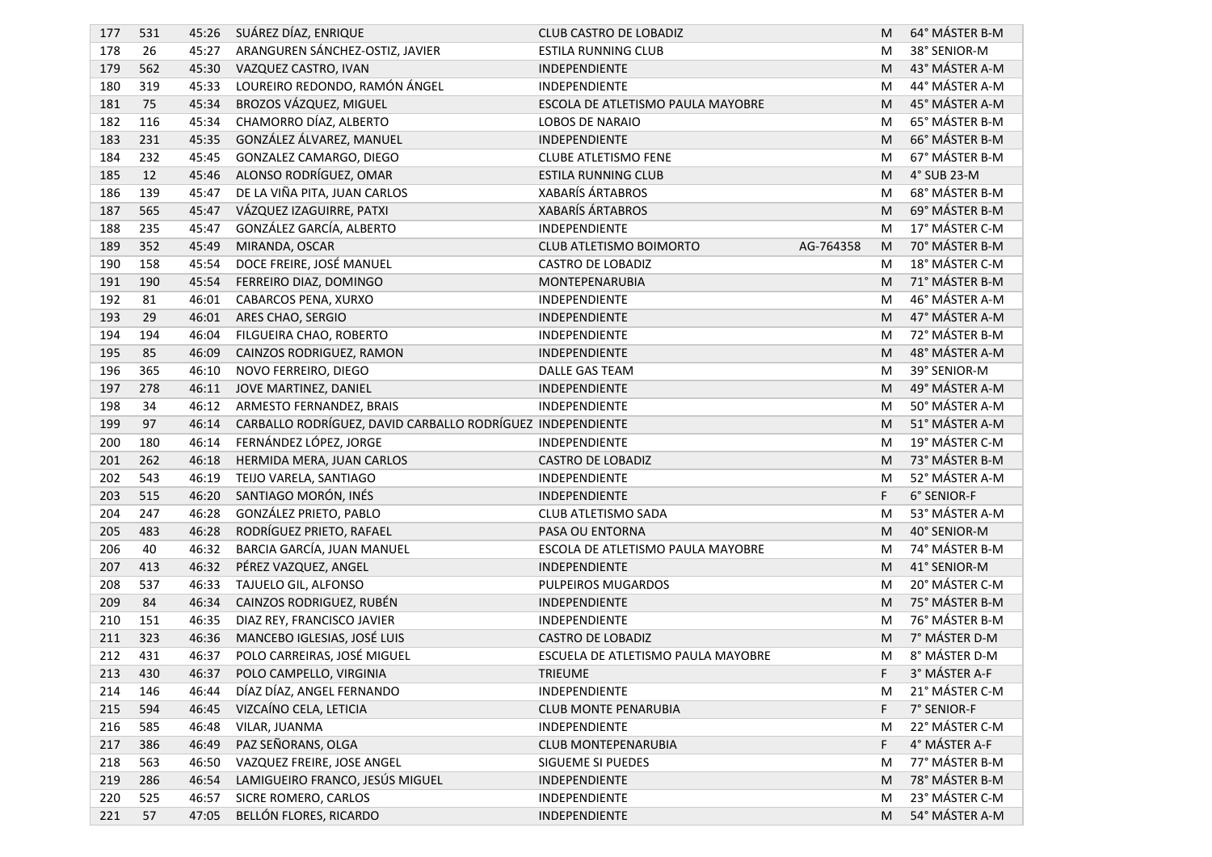| | | | | | | | |
|---|---|---|---|---|---|---|---|
| 177 | 531 | 45:26 | SUÁREZ DÍAZ, ENRIQUE | CLUB CASTRO DE LOBADIZ | | M | 64° MÁSTER B-M |
| 178 | 26 | 45:27 | ARANGUREN SÁNCHEZ-OSTIZ, JAVIER | ESTILA RUNNING CLUB | | M | 38° SENIOR-M |
| 179 | 562 | 45:30 | VAZQUEZ CASTRO, IVAN | INDEPENDIENTE | | M | 43° MÁSTER A-M |
| 180 | 319 | 45:33 | LOUREIRO REDONDO, RAMÓN ÁNGEL | INDEPENDIENTE | | M | 44° MÁSTER A-M |
| 181 | 75 | 45:34 | BROZOS VÁZQUEZ, MIGUEL | ESCOLA DE ATLETISMO PAULA MAYOBRE | | M | 45° MÁSTER A-M |
| 182 | 116 | 45:34 | CHAMORRO DÍAZ, ALBERTO | LOBOS DE NARAIO | | M | 65° MÁSTER B-M |
| 183 | 231 | 45:35 | GONZÁLEZ ÁLVAREZ, MANUEL | INDEPENDIENTE | | M | 66° MÁSTER B-M |
| 184 | 232 | 45:45 | GONZALEZ CAMARGO, DIEGO | CLUBE ATLETISMO FENE | | M | 67° MÁSTER B-M |
| 185 | 12 | 45:46 | ALONSO RODRÍGUEZ, OMAR | ESTILA RUNNING CLUB | | M | 4° SUB 23-M |
| 186 | 139 | 45:47 | DE LA VIÑA PITA, JUAN CARLOS | XABARÍS ÁRTABROS | | M | 68° MÁSTER B-M |
| 187 | 565 | 45:47 | VÁZQUEZ IZAGUIRRE, PATXI | XABARÍS ÁRTABROS | | M | 69° MÁSTER B-M |
| 188 | 235 | 45:47 | GONZÁLEZ GARCÍA, ALBERTO | INDEPENDIENTE | | M | 17° MÁSTER C-M |
| 189 | 352 | 45:49 | MIRANDA, OSCAR | CLUB ATLETISMO BOIMORTO | AG-764358 | M | 70° MÁSTER B-M |
| 190 | 158 | 45:54 | DOCE FREIRE, JOSÉ MANUEL | CASTRO DE LOBADIZ | | M | 18° MÁSTER C-M |
| 191 | 190 | 45:54 | FERREIRO DIAZ, DOMINGO | MONTEPENARUBIA | | M | 71° MÁSTER B-M |
| 192 | 81 | 46:01 | CABARCOS PENA, XURXO | INDEPENDIENTE | | M | 46° MÁSTER A-M |
| 193 | 29 | 46:01 | ARES CHAO, SERGIO | INDEPENDIENTE | | M | 47° MÁSTER A-M |
| 194 | 194 | 46:04 | FILGUEIRA CHAO, ROBERTO | INDEPENDIENTE | | M | 72° MÁSTER B-M |
| 195 | 85 | 46:09 | CAINZOS RODRIGUEZ, RAMON | INDEPENDIENTE | | M | 48° MÁSTER A-M |
| 196 | 365 | 46:10 | NOVO FERREIRO, DIEGO | DALLE GAS TEAM | | M | 39° SENIOR-M |
| 197 | 278 | 46:11 | JOVE MARTINEZ, DANIEL | INDEPENDIENTE | | M | 49° MÁSTER A-M |
| 198 | 34 | 46:12 | ARMESTO FERNANDEZ, BRAIS | INDEPENDIENTE | | M | 50° MÁSTER A-M |
| 199 | 97 | 46:14 | CARBALLO RODRÍGUEZ, DAVID CARBALLO RODRÍGUEZ | INDEPENDIENTE | | M | 51° MÁSTER A-M |
| 200 | 180 | 46:14 | FERNÁNDEZ LÓPEZ, JORGE | INDEPENDIENTE | | M | 19° MÁSTER C-M |
| 201 | 262 | 46:18 | HERMIDA MERA, JUAN CARLOS | CASTRO DE LOBADIZ | | M | 73° MÁSTER B-M |
| 202 | 543 | 46:19 | TEIJO VARELA, SANTIAGO | INDEPENDIENTE | | M | 52° MÁSTER A-M |
| 203 | 515 | 46:20 | SANTIAGO MORÓN, INÉS | INDEPENDIENTE | | F | 6° SENIOR-F |
| 204 | 247 | 46:28 | GONZÁLEZ PRIETO, PABLO | CLUB ATLETISMO SADA | | M | 53° MÁSTER A-M |
| 205 | 483 | 46:28 | RODRÍGUEZ PRIETO, RAFAEL | PASA OU ENTORNA | | M | 40° SENIOR-M |
| 206 | 40 | 46:32 | BARCIA GARCÍA, JUAN MANUEL | ESCOLA DE ATLETISMO PAULA MAYOBRE | | M | 74° MÁSTER B-M |
| 207 | 413 | 46:32 | PÉREZ VAZQUEZ, ANGEL | INDEPENDIENTE | | M | 41° SENIOR-M |
| 208 | 537 | 46:33 | TAJUELO GIL, ALFONSO | PULPEIROS MUGARDOS | | M | 20° MÁSTER C-M |
| 209 | 84 | 46:34 | CAINZOS RODRIGUEZ, RUBÉN | INDEPENDIENTE | | M | 75° MÁSTER B-M |
| 210 | 151 | 46:35 | DIAZ REY, FRANCISCO JAVIER | INDEPENDIENTE | | M | 76° MÁSTER B-M |
| 211 | 323 | 46:36 | MANCEBO IGLESIAS, JOSÉ LUIS | CASTRO DE LOBADIZ | | M | 7° MÁSTER D-M |
| 212 | 431 | 46:37 | POLO CARREIRAS, JOSÉ MIGUEL | ESCUELA DE ATLETISMO PAULA MAYOBRE | | M | 8° MÁSTER D-M |
| 213 | 430 | 46:37 | POLO CAMPELLO, VIRGINIA | TRIEUME | | F | 3° MÁSTER A-F |
| 214 | 146 | 46:44 | DÍAZ DÍAZ, ANGEL FERNANDO | INDEPENDIENTE | | M | 21° MÁSTER C-M |
| 215 | 594 | 46:45 | VIZCAÍNO CELA, LETICIA | CLUB MONTE PENARUBIA | | F | 7° SENIOR-F |
| 216 | 585 | 46:48 | VILAR, JUANMA | INDEPENDIENTE | | M | 22° MÁSTER C-M |
| 217 | 386 | 46:49 | PAZ SEÑORANS, OLGA | CLUB MONTEPENARUBIA | | F | 4° MÁSTER A-F |
| 218 | 563 | 46:50 | VAZQUEZ FREIRE, JOSE ANGEL | SIGUEME SI PUEDES | | M | 77° MÁSTER B-M |
| 219 | 286 | 46:54 | LAMIGUEIRO FRANCO, JESÚS MIGUEL | INDEPENDIENTE | | M | 78° MÁSTER B-M |
| 220 | 525 | 46:57 | SICRE ROMERO, CARLOS | INDEPENDIENTE | | M | 23° MÁSTER C-M |
| 221 | 57 | 47:05 | BELLÓN FLORES, RICARDO | INDEPENDIENTE | | M | 54° MÁSTER A-M |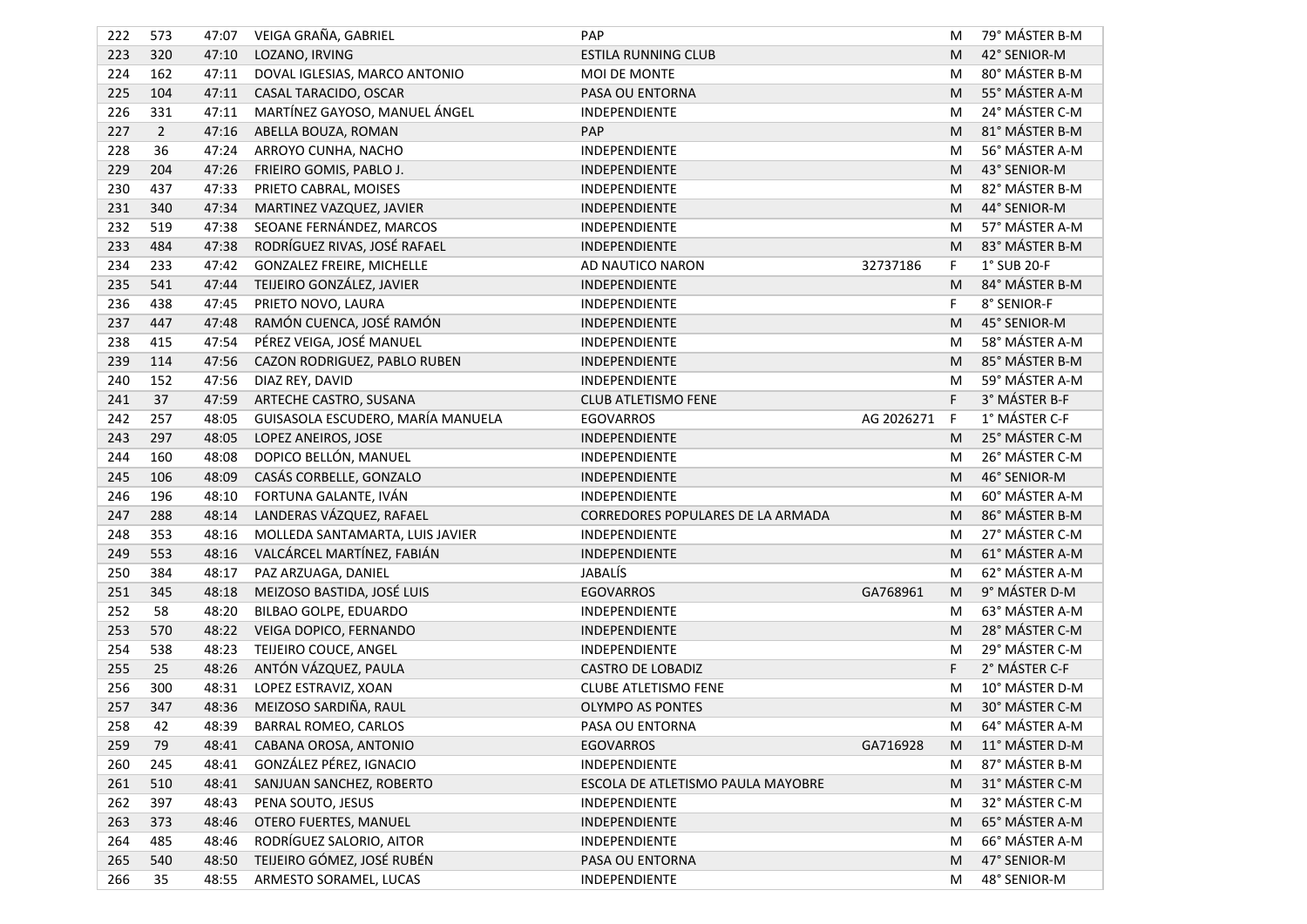| 222 | 573 | 47:07 | VEIGA GRAÑA, GABRIEL | PAP | | M | 79° MÁSTER B-M |
|---|---|---|---|---|---|---|---|
| 223 | 320 | 47:10 | LOZANO, IRVING | ESTILA RUNNING CLUB | | M | 42° SENIOR-M |
| 224 | 162 | 47:11 | DOVAL IGLESIAS, MARCO ANTONIO | MOI DE MONTE | | M | 80° MÁSTER B-M |
| 225 | 104 | 47:11 | CASAL TARACIDO, OSCAR | PASA OU ENTORNA | | M | 55° MÁSTER A-M |
| 226 | 331 | 47:11 | MARTÍNEZ GAYOSO, MANUEL ÁNGEL | INDEPENDIENTE | | M | 24° MÁSTER C-M |
| 227 | 2 | 47:16 | ABELLA BOUZA, ROMAN | PAP | | M | 81° MÁSTER B-M |
| 228 | 36 | 47:24 | ARROYO CUNHA, NACHO | INDEPENDIENTE | | M | 56° MÁSTER A-M |
| 229 | 204 | 47:26 | FRIEIRO GOMIS, PABLO J. | INDEPENDIENTE | | M | 43° SENIOR-M |
| 230 | 437 | 47:33 | PRIETO CABRAL, MOISES | INDEPENDIENTE | | M | 82° MÁSTER B-M |
| 231 | 340 | 47:34 | MARTINEZ VAZQUEZ, JAVIER | INDEPENDIENTE | | M | 44° SENIOR-M |
| 232 | 519 | 47:38 | SEOANE FERNÁNDEZ, MARCOS | INDEPENDIENTE | | M | 57° MÁSTER A-M |
| 233 | 484 | 47:38 | RODRÍGUEZ RIVAS, JOSÉ RAFAEL | INDEPENDIENTE | | M | 83° MÁSTER B-M |
| 234 | 233 | 47:42 | GONZALEZ FREIRE, MICHELLE | AD NAUTICO NARON | 32737186 | F | 1° SUB 20-F |
| 235 | 541 | 47:44 | TEIJEIRO GONZÁLEZ, JAVIER | INDEPENDIENTE | | M | 84° MÁSTER B-M |
| 236 | 438 | 47:45 | PRIETO NOVO, LAURA | INDEPENDIENTE | | F | 8° SENIOR-F |
| 237 | 447 | 47:48 | RAMÓN CUENCA, JOSÉ RAMÓN | INDEPENDIENTE | | M | 45° SENIOR-M |
| 238 | 415 | 47:54 | PÉREZ VEIGA, JOSÉ MANUEL | INDEPENDIENTE | | M | 58° MÁSTER A-M |
| 239 | 114 | 47:56 | CAZON RODRIGUEZ, PABLO RUBEN | INDEPENDIENTE | | M | 85° MÁSTER B-M |
| 240 | 152 | 47:56 | DIAZ REY, DAVID | INDEPENDIENTE | | M | 59° MÁSTER A-M |
| 241 | 37 | 47:59 | ARTECHE CASTRO, SUSANA | CLUB ATLETISMO FENE | | F | 3° MÁSTER B-F |
| 242 | 257 | 48:05 | GUISASOLA ESCUDERO, MARÍA MANUELA | EGOVARROS | AG 2026271 | F | 1° MÁSTER C-F |
| 243 | 297 | 48:05 | LOPEZ ANEIROS, JOSE | INDEPENDIENTE | | M | 25° MÁSTER C-M |
| 244 | 160 | 48:08 | DOPICO BELLÓN, MANUEL | INDEPENDIENTE | | M | 26° MÁSTER C-M |
| 245 | 106 | 48:09 | CASÁS CORBELLE, GONZALO | INDEPENDIENTE | | M | 46° SENIOR-M |
| 246 | 196 | 48:10 | FORTUNA GALANTE, IVÁN | INDEPENDIENTE | | M | 60° MÁSTER A-M |
| 247 | 288 | 48:14 | LANDERAS VÁZQUEZ, RAFAEL | CORREDORES POPULARES DE LA ARMADA | | M | 86° MÁSTER B-M |
| 248 | 353 | 48:16 | MOLLEDA SANTAMARTA, LUIS JAVIER | INDEPENDIENTE | | M | 27° MÁSTER C-M |
| 249 | 553 | 48:16 | VALCÁRCEL MARTÍNEZ, FABIÁN | INDEPENDIENTE | | M | 61° MÁSTER A-M |
| 250 | 384 | 48:17 | PAZ ARZUAGA, DANIEL | JABALÍS | | M | 62° MÁSTER A-M |
| 251 | 345 | 48:18 | MEIZOSO BASTIDA, JOSÉ LUIS | EGOVARROS | GA768961 | M | 9° MÁSTER D-M |
| 252 | 58 | 48:20 | BILBAO GOLPE, EDUARDO | INDEPENDIENTE | | M | 63° MÁSTER A-M |
| 253 | 570 | 48:22 | VEIGA DOPICO, FERNANDO | INDEPENDIENTE | | M | 28° MÁSTER C-M |
| 254 | 538 | 48:23 | TEIJEIRO COUCE, ANGEL | INDEPENDIENTE | | M | 29° MÁSTER C-M |
| 255 | 25 | 48:26 | ANTÓN VÁZQUEZ, PAULA | CASTRO DE LOBADIZ | | F | 2° MÁSTER C-F |
| 256 | 300 | 48:31 | LOPEZ ESTRAVIZ, XOAN | CLUBE ATLETISMO FENE | | M | 10° MÁSTER D-M |
| 257 | 347 | 48:36 | MEIZOSO SARDIÑA, RAUL | OLYMPO AS PONTES | | M | 30° MÁSTER C-M |
| 258 | 42 | 48:39 | BARRAL ROMEO, CARLOS | PASA OU ENTORNA | | M | 64° MÁSTER A-M |
| 259 | 79 | 48:41 | CABANA OROSA, ANTONIO | EGOVARROS | GA716928 | M | 11° MÁSTER D-M |
| 260 | 245 | 48:41 | GONZÁLEZ PÉREZ, IGNACIO | INDEPENDIENTE | | M | 87° MÁSTER B-M |
| 261 | 510 | 48:41 | SANJUAN SANCHEZ, ROBERTO | ESCOLA DE ATLETISMO PAULA MAYOBRE | | M | 31° MÁSTER C-M |
| 262 | 397 | 48:43 | PENA SOUTO, JESUS | INDEPENDIENTE | | M | 32° MÁSTER C-M |
| 263 | 373 | 48:46 | OTERO FUERTES, MANUEL | INDEPENDIENTE | | M | 65° MÁSTER A-M |
| 264 | 485 | 48:46 | RODRÍGUEZ SALORIO, AITOR | INDEPENDIENTE | | M | 66° MÁSTER A-M |
| 265 | 540 | 48:50 | TEIJEIRO GÓMEZ, JOSÉ RUBÉN | PASA OU ENTORNA | | M | 47° SENIOR-M |
| 266 | 35 | 48:55 | ARMESTO SORAMEL, LUCAS | INDEPENDIENTE | | M | 48° SENIOR-M |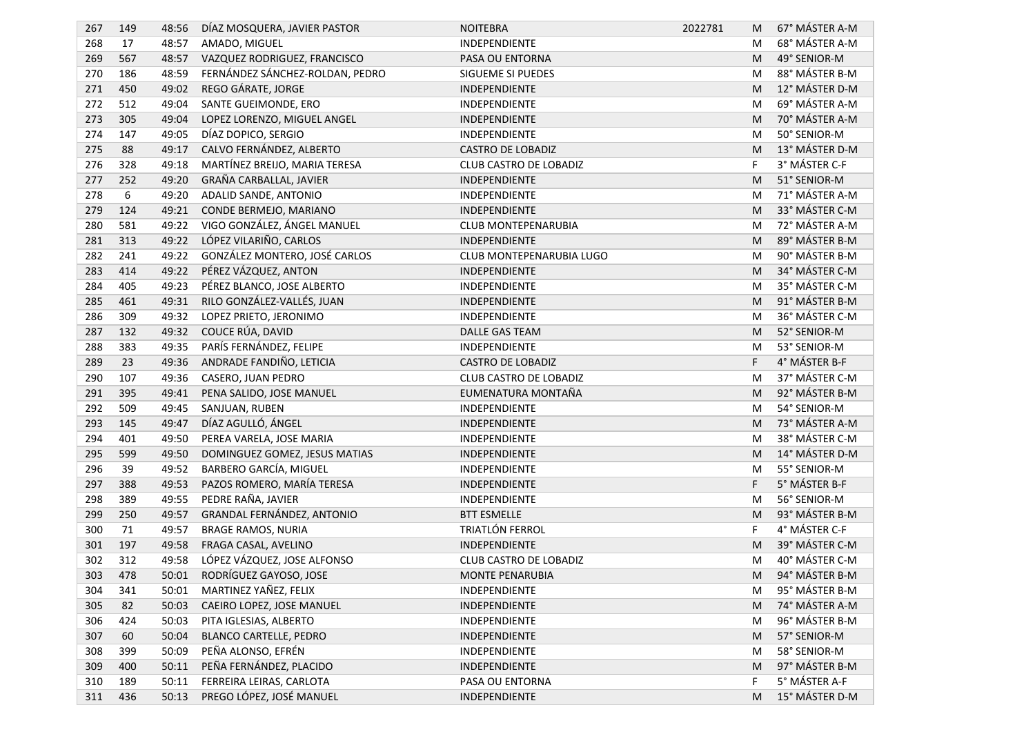| 267 | 149 | 48:56 | DÍAZ MOSQUERA, JAVIER PASTOR | NOITEBRA | 2022781 | M | 67° MÁSTER A-M |
|---|---|---|---|---|---|---|---|
| 268 | 17 | 48:57 | AMADO, MIGUEL | INDEPENDIENTE | | M | 68° MÁSTER A-M |
| 269 | 567 | 48:57 | VAZQUEZ RODRIGUEZ, FRANCISCO | PASA OU ENTORNA | | M | 49° SENIOR-M |
| 270 | 186 | 48:59 | FERNÁNDEZ SÁNCHEZ-ROLDAN, PEDRO | SIGUEME SI PUEDES | | M | 88° MÁSTER B-M |
| 271 | 450 | 49:02 | REGO GÁRATE, JORGE | INDEPENDIENTE | | M | 12° MÁSTER D-M |
| 272 | 512 | 49:04 | SANTE GUEIMONDE, ERO | INDEPENDIENTE | | M | 69° MÁSTER A-M |
| 273 | 305 | 49:04 | LOPEZ LORENZO, MIGUEL ANGEL | INDEPENDIENTE | | M | 70° MÁSTER A-M |
| 274 | 147 | 49:05 | DÍAZ DOPICO, SERGIO | INDEPENDIENTE | | M | 50° SENIOR-M |
| 275 | 88 | 49:17 | CALVO FERNÁNDEZ, ALBERTO | CASTRO DE LOBADIZ | | M | 13° MÁSTER D-M |
| 276 | 328 | 49:18 | MARTÍNEZ BREIJO, MARIA TERESA | CLUB CASTRO DE LOBADIZ | | F | 3° MÁSTER C-F |
| 277 | 252 | 49:20 | GRAÑA CARBALLAL, JAVIER | INDEPENDIENTE | | M | 51° SENIOR-M |
| 278 | 6 | 49:20 | ADALID SANDE, ANTONIO | INDEPENDIENTE | | M | 71° MÁSTER A-M |
| 279 | 124 | 49:21 | CONDE BERMEJO, MARIANO | INDEPENDIENTE | | M | 33° MÁSTER C-M |
| 280 | 581 | 49:22 | VIGO GONZÁLEZ, ÁNGEL MANUEL | CLUB MONTEPENARUBIA | | M | 72° MÁSTER A-M |
| 281 | 313 | 49:22 | LÓPEZ VILARIÑO, CARLOS | INDEPENDIENTE | | M | 89° MÁSTER B-M |
| 282 | 241 | 49:22 | GONZÁLEZ MONTERO, JOSÉ CARLOS | CLUB MONTEPENARUBIA LUGO | | M | 90° MÁSTER B-M |
| 283 | 414 | 49:22 | PÉREZ VÁZQUEZ, ANTON | INDEPENDIENTE | | M | 34° MÁSTER C-M |
| 284 | 405 | 49:23 | PÉREZ BLANCO, JOSE ALBERTO | INDEPENDIENTE | | M | 35° MÁSTER C-M |
| 285 | 461 | 49:31 | RILO GONZÁLEZ-VALLÉS, JUAN | INDEPENDIENTE | | M | 91° MÁSTER B-M |
| 286 | 309 | 49:32 | LOPEZ PRIETO, JERONIMO | INDEPENDIENTE | | M | 36° MÁSTER C-M |
| 287 | 132 | 49:32 | COUCE RÚA, DAVID | DALLE GAS TEAM | | M | 52° SENIOR-M |
| 288 | 383 | 49:35 | PARÍS FERNÁNDEZ, FELIPE | INDEPENDIENTE | | M | 53° SENIOR-M |
| 289 | 23 | 49:36 | ANDRADE FANDIÑO, LETICIA | CASTRO DE LOBADIZ | | F | 4° MÁSTER B-F |
| 290 | 107 | 49:36 | CASERO, JUAN PEDRO | CLUB CASTRO DE LOBADIZ | | M | 37° MÁSTER C-M |
| 291 | 395 | 49:41 | PENA SALIDO, JOSE MANUEL | EUMENATURA MONTAÑA | | M | 92° MÁSTER B-M |
| 292 | 509 | 49:45 | SANJUAN, RUBEN | INDEPENDIENTE | | M | 54° SENIOR-M |
| 293 | 145 | 49:47 | DÍAZ AGULLÓ, ÁNGEL | INDEPENDIENTE | | M | 73° MÁSTER A-M |
| 294 | 401 | 49:50 | PEREA VARELA, JOSE MARIA | INDEPENDIENTE | | M | 38° MÁSTER C-M |
| 295 | 599 | 49:50 | DOMINGUEZ GOMEZ, JESUS MATIAS | INDEPENDIENTE | | M | 14° MÁSTER D-M |
| 296 | 39 | 49:52 | BARBERO GARCÍA, MIGUEL | INDEPENDIENTE | | M | 55° SENIOR-M |
| 297 | 388 | 49:53 | PAZOS ROMERO, MARÍA TERESA | INDEPENDIENTE | | F | 5° MÁSTER B-F |
| 298 | 389 | 49:55 | PEDRE RAÑA, JAVIER | INDEPENDIENTE | | M | 56° SENIOR-M |
| 299 | 250 | 49:57 | GRANDAL FERNÁNDEZ, ANTONIO | BTT ESMELLE | | M | 93° MÁSTER B-M |
| 300 | 71 | 49:57 | BRAGE RAMOS, NURIA | TRIATLÓN FERROL | | F | 4° MÁSTER C-F |
| 301 | 197 | 49:58 | FRAGA CASAL, AVELINO | INDEPENDIENTE | | M | 39° MÁSTER C-M |
| 302 | 312 | 49:58 | LÓPEZ VÁZQUEZ, JOSE ALFONSO | CLUB CASTRO DE LOBADIZ | | M | 40° MÁSTER C-M |
| 303 | 478 | 50:01 | RODRÍGUEZ GAYOSO, JOSE | MONTE PENARUBIA | | M | 94° MÁSTER B-M |
| 304 | 341 | 50:01 | MARTINEZ YAÑEZ, FELIX | INDEPENDIENTE | | M | 95° MÁSTER B-M |
| 305 | 82 | 50:03 | CAEIRO LOPEZ, JOSE MANUEL | INDEPENDIENTE | | M | 74° MÁSTER A-M |
| 306 | 424 | 50:03 | PITA IGLESIAS, ALBERTO | INDEPENDIENTE | | M | 96° MÁSTER B-M |
| 307 | 60 | 50:04 | BLANCO CARTELLE, PEDRO | INDEPENDIENTE | | M | 57° SENIOR-M |
| 308 | 399 | 50:09 | PEÑA ALONSO, EFRÉN | INDEPENDIENTE | | M | 58° SENIOR-M |
| 309 | 400 | 50:11 | PEÑA FERNÁNDEZ, PLACIDO | INDEPENDIENTE | | M | 97° MÁSTER B-M |
| 310 | 189 | 50:11 | FERREIRA LEIRAS, CARLOTA | PASA OU ENTORNA | | F | 5° MÁSTER A-F |
| 311 | 436 | 50:13 | PREGO LÓPEZ, JOSÉ MANUEL | INDEPENDIENTE | | M | 15° MÁSTER D-M |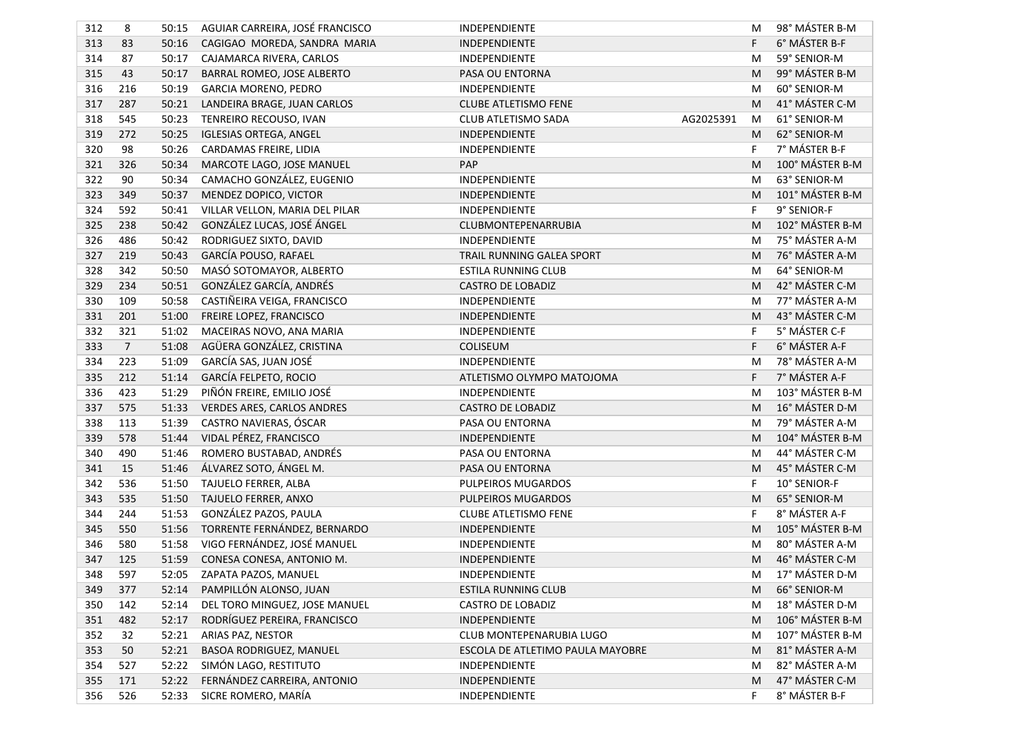| | | | | | | | |
|---|---|---|---|---|---|---|---|
| 312 | 8 | 50:15 | AGUIAR CARREIRA, JOSÉ FRANCISCO | INDEPENDIENTE | | M | 98° MÁSTER B-M |
| 313 | 83 | 50:16 | CAGIGAO MOREDA, SANDRA MARIA | INDEPENDIENTE | | F | 6° MÁSTER B-F |
| 314 | 87 | 50:17 | CAJAMARCA RIVERA, CARLOS | INDEPENDIENTE | | M | 59° SENIOR-M |
| 315 | 43 | 50:17 | BARRAL ROMEO, JOSE ALBERTO | PASA OU ENTORNA | | M | 99° MÁSTER B-M |
| 316 | 216 | 50:19 | GARCIA MORENO, PEDRO | INDEPENDIENTE | | M | 60° SENIOR-M |
| 317 | 287 | 50:21 | LANDEIRA BRAGE, JUAN CARLOS | CLUBE ATLETISMO FENE | | M | 41° MÁSTER C-M |
| 318 | 545 | 50:23 | TENREIRO RECOUSO, IVAN | CLUB ATLETISMO SADA | AG2025391 | M | 61° SENIOR-M |
| 319 | 272 | 50:25 | IGLESIAS ORTEGA, ANGEL | INDEPENDIENTE | | M | 62° SENIOR-M |
| 320 | 98 | 50:26 | CARDAMAS FREIRE, LIDIA | INDEPENDIENTE | | F | 7° MÁSTER B-F |
| 321 | 326 | 50:34 | MARCOTE LAGO, JOSE MANUEL | PAP | | M | 100° MÁSTER B-M |
| 322 | 90 | 50:34 | CAMACHO GONZÁLEZ, EUGENIO | INDEPENDIENTE | | M | 63° SENIOR-M |
| 323 | 349 | 50:37 | MENDEZ DOPICO, VICTOR | INDEPENDIENTE | | M | 101° MÁSTER B-M |
| 324 | 592 | 50:41 | VILLAR VELLON, MARIA DEL PILAR | INDEPENDIENTE | | F | 9° SENIOR-F |
| 325 | 238 | 50:42 | GONZÁLEZ LUCAS, JOSÉ ÁNGEL | CLUBMONTEPENARRUBIA | | M | 102° MÁSTER B-M |
| 326 | 486 | 50:42 | RODRIGUEZ SIXTO, DAVID | INDEPENDIENTE | | M | 75° MÁSTER A-M |
| 327 | 219 | 50:43 | GARCÍA POUSO, RAFAEL | TRAIL RUNNING GALEA SPORT | | M | 76° MÁSTER A-M |
| 328 | 342 | 50:50 | MASÓ SOTOMAYOR, ALBERTO | ESTILA RUNNING CLUB | | M | 64° SENIOR-M |
| 329 | 234 | 50:51 | GONZÁLEZ GARCÍA, ANDRÉS | CASTRO DE LOBADIZ | | M | 42° MÁSTER C-M |
| 330 | 109 | 50:58 | CASTIÑEIRA VEIGA, FRANCISCO | INDEPENDIENTE | | M | 77° MÁSTER A-M |
| 331 | 201 | 51:00 | FREIRE LOPEZ, FRANCISCO | INDEPENDIENTE | | M | 43° MÁSTER C-M |
| 332 | 321 | 51:02 | MACEIRAS NOVO, ANA MARIA | INDEPENDIENTE | | F | 5° MÁSTER C-F |
| 333 | 7 | 51:08 | AGÜERA GONZÁLEZ, CRISTINA | COLISEUM | | F | 6° MÁSTER A-F |
| 334 | 223 | 51:09 | GARCÍA SAS, JUAN JOSÉ | INDEPENDIENTE | | M | 78° MÁSTER A-M |
| 335 | 212 | 51:14 | GARCÍA FELPETO, ROCIO | ATLETISMO OLYMPO MATOJOMA | | F | 7° MÁSTER A-F |
| 336 | 423 | 51:29 | PIÑÓN FREIRE, EMILIO JOSÉ | INDEPENDIENTE | | M | 103° MÁSTER B-M |
| 337 | 575 | 51:33 | VERDES ARES, CARLOS ANDRES | CASTRO DE LOBADIZ | | M | 16° MÁSTER D-M |
| 338 | 113 | 51:39 | CASTRO NAVIERAS, ÓSCAR | PASA OU ENTORNA | | M | 79° MÁSTER A-M |
| 339 | 578 | 51:44 | VIDAL PÉREZ, FRANCISCO | INDEPENDIENTE | | M | 104° MÁSTER B-M |
| 340 | 490 | 51:46 | ROMERO BUSTABAD, ANDRÉS | PASA OU ENTORNA | | M | 44° MÁSTER C-M |
| 341 | 15 | 51:46 | ÁLVAREZ SOTO, ÁNGEL M. | PASA OU ENTORNA | | M | 45° MÁSTER C-M |
| 342 | 536 | 51:50 | TAJUELO FERRER, ALBA | PULPEIROS MUGARDOS | | F | 10° SENIOR-F |
| 343 | 535 | 51:50 | TAJUELO FERRER, ANXO | PULPEIROS MUGARDOS | | M | 65° SENIOR-M |
| 344 | 244 | 51:53 | GONZÁLEZ PAZOS, PAULA | CLUBE ATLETISMO FENE | | F | 8° MÁSTER A-F |
| 345 | 550 | 51:56 | TORRENTE FERNÁNDEZ, BERNARDO | INDEPENDIENTE | | M | 105° MÁSTER B-M |
| 346 | 580 | 51:58 | VIGO FERNÁNDEZ, JOSÉ MANUEL | INDEPENDIENTE | | M | 80° MÁSTER A-M |
| 347 | 125 | 51:59 | CONESA CONESA, ANTONIO M. | INDEPENDIENTE | | M | 46° MÁSTER C-M |
| 348 | 597 | 52:05 | ZAPATA PAZOS, MANUEL | INDEPENDIENTE | | M | 17° MÁSTER D-M |
| 349 | 377 | 52:14 | PAMPILLÓN ALONSO, JUAN | ESTILA RUNNING CLUB | | M | 66° SENIOR-M |
| 350 | 142 | 52:14 | DEL TORO MINGUEZ, JOSE MANUEL | CASTRO DE LOBADIZ | | M | 18° MÁSTER D-M |
| 351 | 482 | 52:17 | RODRÍGUEZ PEREIRA, FRANCISCO | INDEPENDIENTE | | M | 106° MÁSTER B-M |
| 352 | 32 | 52:21 | ARIAS PAZ, NESTOR | CLUB MONTEPENARUBIA LUGO | | M | 107° MÁSTER B-M |
| 353 | 50 | 52:21 | BASOA RODRIGUEZ, MANUEL | ESCOLA DE ATLETIMO PAULA MAYOBRE | | M | 81° MÁSTER A-M |
| 354 | 527 | 52:22 | SIMÓN LAGO, RESTITUTO | INDEPENDIENTE | | M | 82° MÁSTER A-M |
| 355 | 171 | 52:22 | FERNÁNDEZ CARREIRA, ANTONIO | INDEPENDIENTE | | M | 47° MÁSTER C-M |
| 356 | 526 | 52:33 | SICRE ROMERO, MARÍA | INDEPENDIENTE | | F | 8° MÁSTER B-F |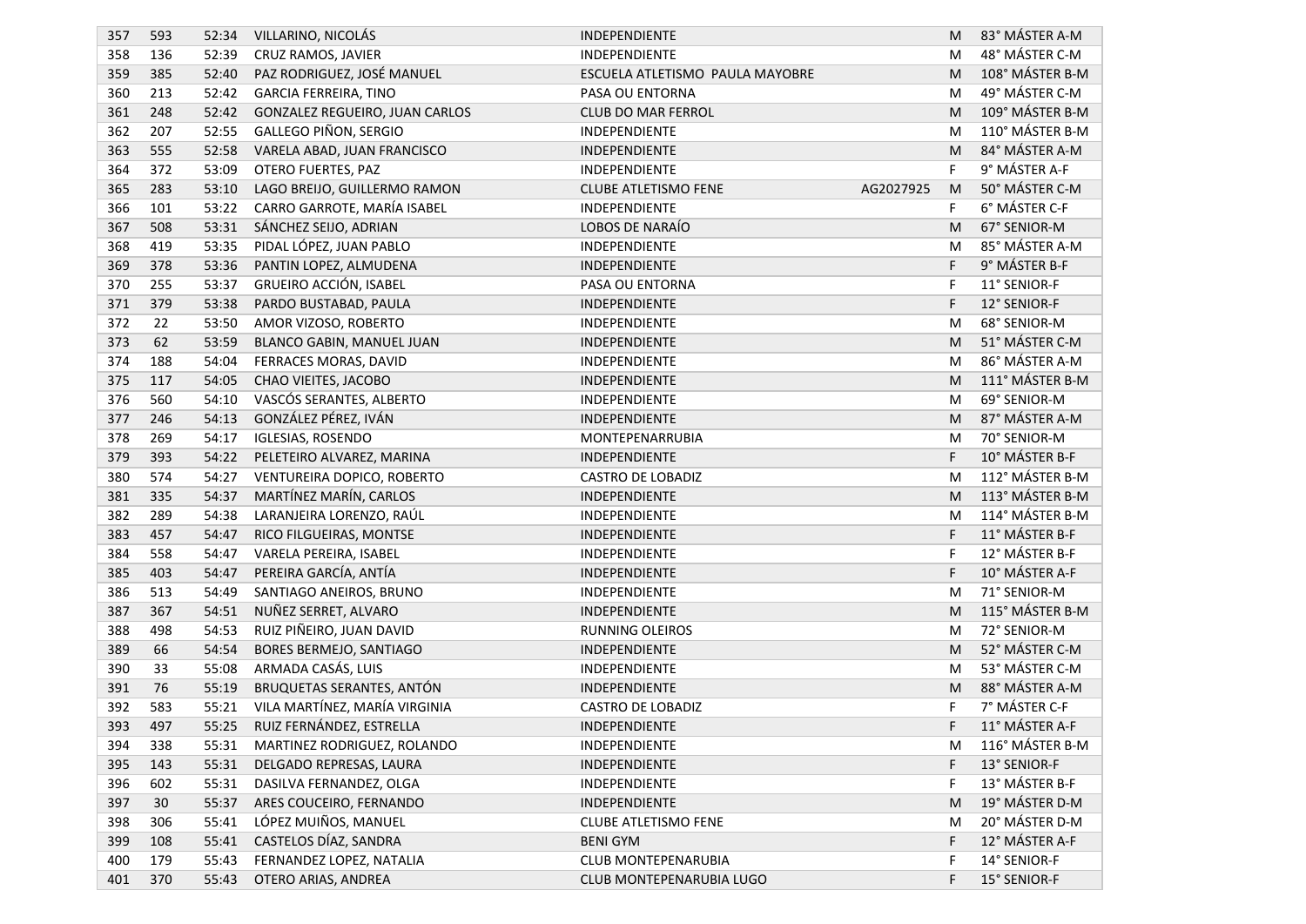| | | | | | | | |
|---|---|---|---|---|---|---|---|
| 357 | 593 | 52:34 | VILLARINO, NICOLÁS | INDEPENDIENTE | | M | 83° MÁSTER A-M |
| 358 | 136 | 52:39 | CRUZ RAMOS, JAVIER | INDEPENDIENTE | | M | 48° MÁSTER C-M |
| 359 | 385 | 52:40 | PAZ RODRIGUEZ, JOSÉ MANUEL | ESCUELA ATLETISMO PAULA MAYOBRE | | M | 108° MÁSTER B-M |
| 360 | 213 | 52:42 | GARCIA FERREIRA, TINO | PASA OU ENTORNA | | M | 49° MÁSTER C-M |
| 361 | 248 | 52:42 | GONZALEZ REGUEIRO, JUAN CARLOS | CLUB DO MAR FERROL | | M | 109° MÁSTER B-M |
| 362 | 207 | 52:55 | GALLEGO PIÑON, SERGIO | INDEPENDIENTE | | M | 110° MÁSTER B-M |
| 363 | 555 | 52:58 | VARELA ABAD, JUAN FRANCISCO | INDEPENDIENTE | | M | 84° MÁSTER A-M |
| 364 | 372 | 53:09 | OTERO FUERTES, PAZ | INDEPENDIENTE | | F | 9° MÁSTER A-F |
| 365 | 283 | 53:10 | LAGO BREIJO, GUILLERMO RAMON | CLUBE ATLETISMO FENE | AG2027925 | M | 50° MÁSTER C-M |
| 366 | 101 | 53:22 | CARRO GARROTE, MARÍA ISABEL | INDEPENDIENTE | | F | 6° MÁSTER C-F |
| 367 | 508 | 53:31 | SÁNCHEZ SEIJO, ADRIAN | LOBOS DE NARAÍO | | M | 67° SENIOR-M |
| 368 | 419 | 53:35 | PIDAL LÓPEZ, JUAN PABLO | INDEPENDIENTE | | M | 85° MÁSTER A-M |
| 369 | 378 | 53:36 | PANTIN LOPEZ, ALMUDENA | INDEPENDIENTE | | F | 9° MÁSTER B-F |
| 370 | 255 | 53:37 | GRUEIRO ACCIÓN, ISABEL | PASA OU ENTORNA | | F | 11° SENIOR-F |
| 371 | 379 | 53:38 | PARDO BUSTABAD, PAULA | INDEPENDIENTE | | F | 12° SENIOR-F |
| 372 | 22 | 53:50 | AMOR VIZOSO, ROBERTO | INDEPENDIENTE | | M | 68° SENIOR-M |
| 373 | 62 | 53:59 | BLANCO GABIN, MANUEL JUAN | INDEPENDIENTE | | M | 51° MÁSTER C-M |
| 374 | 188 | 54:04 | FERRACES MORAS, DAVID | INDEPENDIENTE | | M | 86° MÁSTER A-M |
| 375 | 117 | 54:05 | CHAO VIEITES, JACOBO | INDEPENDIENTE | | M | 111° MÁSTER B-M |
| 376 | 560 | 54:10 | VASCÓS SERANTES, ALBERTO | INDEPENDIENTE | | M | 69° SENIOR-M |
| 377 | 246 | 54:13 | GONZÁLEZ PÉREZ, IVÁN | INDEPENDIENTE | | M | 87° MÁSTER A-M |
| 378 | 269 | 54:17 | IGLESIAS, ROSENDO | MONTEPENARRUBIA | | M | 70° SENIOR-M |
| 379 | 393 | 54:22 | PELETEIRO ALVAREZ, MARINA | INDEPENDIENTE | | F | 10° MÁSTER B-F |
| 380 | 574 | 54:27 | VENTUREIRA DOPICO, ROBERTO | CASTRO DE LOBADIZ | | M | 112° MÁSTER B-M |
| 381 | 335 | 54:37 | MARTÍNEZ MARÍN, CARLOS | INDEPENDIENTE | | M | 113° MÁSTER B-M |
| 382 | 289 | 54:38 | LARANJEIRA LORENZO, RAÚL | INDEPENDIENTE | | M | 114° MÁSTER B-M |
| 383 | 457 | 54:47 | RICO FILGUEIRAS, MONTSE | INDEPENDIENTE | | F | 11° MÁSTER B-F |
| 384 | 558 | 54:47 | VARELA PEREIRA, ISABEL | INDEPENDIENTE | | F | 12° MÁSTER B-F |
| 385 | 403 | 54:47 | PEREIRA GARCÍA, ANTÍA | INDEPENDIENTE | | F | 10° MÁSTER A-F |
| 386 | 513 | 54:49 | SANTIAGO ANEIROS, BRUNO | INDEPENDIENTE | | M | 71° SENIOR-M |
| 387 | 367 | 54:51 | NUÑEZ SERRET, ALVARO | INDEPENDIENTE | | M | 115° MÁSTER B-M |
| 388 | 498 | 54:53 | RUIZ PIÑEIRO, JUAN DAVID | RUNNING OLEIROS | | M | 72° SENIOR-M |
| 389 | 66 | 54:54 | BORES BERMEJO, SANTIAGO | INDEPENDIENTE | | M | 52° MÁSTER C-M |
| 390 | 33 | 55:08 | ARMADA CASÁS, LUIS | INDEPENDIENTE | | M | 53° MÁSTER C-M |
| 391 | 76 | 55:19 | BRUQUETAS SERANTES, ANTÓN | INDEPENDIENTE | | M | 88° MÁSTER A-M |
| 392 | 583 | 55:21 | VILA MARTÍNEZ, MARÍA VIRGINIA | CASTRO DE LOBADIZ | | F | 7° MÁSTER C-F |
| 393 | 497 | 55:25 | RUIZ FERNÁNDEZ, ESTRELLA | INDEPENDIENTE | | F | 11° MÁSTER A-F |
| 394 | 338 | 55:31 | MARTINEZ RODRIGUEZ, ROLANDO | INDEPENDIENTE | | M | 116° MÁSTER B-M |
| 395 | 143 | 55:31 | DELGADO REPRESAS, LAURA | INDEPENDIENTE | | F | 13° SENIOR-F |
| 396 | 602 | 55:31 | DASILVA FERNANDEZ, OLGA | INDEPENDIENTE | | F | 13° MÁSTER B-F |
| 397 | 30 | 55:37 | ARES COUCEIRO, FERNANDO | INDEPENDIENTE | | M | 19° MÁSTER D-M |
| 398 | 306 | 55:41 | LÓPEZ MUIÑOS, MANUEL | CLUBE ATLETISMO FENE | | M | 20° MÁSTER D-M |
| 399 | 108 | 55:41 | CASTELOS DÍAZ, SANDRA | BENI GYM | | F | 12° MÁSTER A-F |
| 400 | 179 | 55:43 | FERNANDEZ LOPEZ, NATALIA | CLUB MONTEPENARUBIA | | F | 14° SENIOR-F |
| 401 | 370 | 55:43 | OTERO ARIAS, ANDREA | CLUB MONTEPENARUBIA LUGO | | F | 15° SENIOR-F |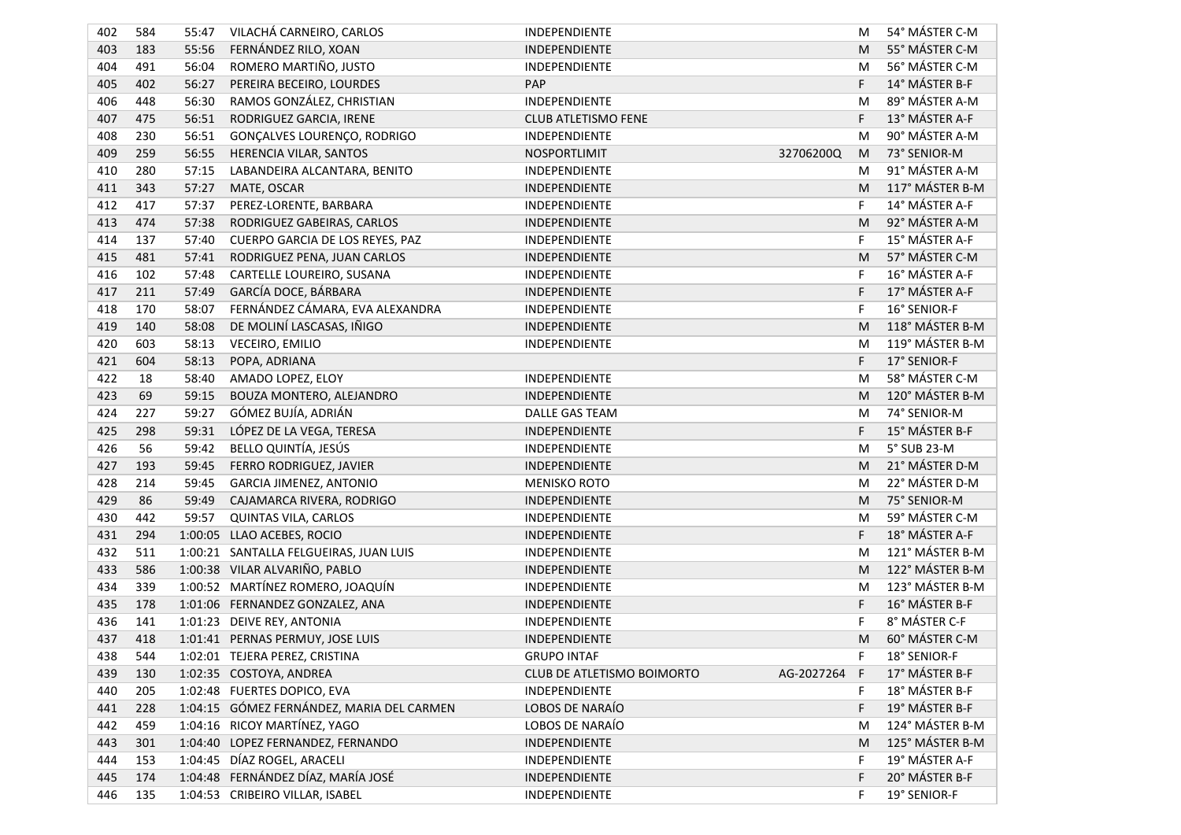| | | | | | | | |
|---|---|---|---|---|---|---|---|
| 402 | 584 | 55:47 | VILACHÁ CARNEIRO, CARLOS | INDEPENDIENTE | | M | 54° MÁSTER C-M |
| 403 | 183 | 55:56 | FERNÁNDEZ RILO, XOAN | INDEPENDIENTE | | M | 55° MÁSTER C-M |
| 404 | 491 | 56:04 | ROMERO MARTIÑO, JUSTO | INDEPENDIENTE | | M | 56° MÁSTER C-M |
| 405 | 402 | 56:27 | PEREIRA BECEIRO, LOURDES | PAP | | F | 14° MÁSTER B-F |
| 406 | 448 | 56:30 | RAMOS GONZÁLEZ, CHRISTIAN | INDEPENDIENTE | | M | 89° MÁSTER A-M |
| 407 | 475 | 56:51 | RODRIGUEZ GARCIA, IRENE | CLUB ATLETISMO FENE | | F | 13° MÁSTER A-F |
| 408 | 230 | 56:51 | GONÇALVES LOURENÇO, RODRIGO | INDEPENDIENTE | | M | 90° MÁSTER A-M |
| 409 | 259 | 56:55 | HERENCIA VILAR, SANTOS | NOSPORTLIMIT | 32706200Q | M | 73° SENIOR-M |
| 410 | 280 | 57:15 | LABANDEIRA ALCANTARA, BENITO | INDEPENDIENTE | | M | 91° MÁSTER A-M |
| 411 | 343 | 57:27 | MATE, OSCAR | INDEPENDIENTE | | M | 117° MÁSTER B-M |
| 412 | 417 | 57:37 | PEREZ-LORENTE, BARBARA | INDEPENDIENTE | | F | 14° MÁSTER A-F |
| 413 | 474 | 57:38 | RODRIGUEZ GABEIRAS, CARLOS | INDEPENDIENTE | | M | 92° MÁSTER A-M |
| 414 | 137 | 57:40 | CUERPO GARCIA DE LOS REYES, PAZ | INDEPENDIENTE | | F | 15° MÁSTER A-F |
| 415 | 481 | 57:41 | RODRIGUEZ PENA, JUAN CARLOS | INDEPENDIENTE | | M | 57° MÁSTER C-M |
| 416 | 102 | 57:48 | CARTELLE LOUREIRO, SUSANA | INDEPENDIENTE | | F | 16° MÁSTER A-F |
| 417 | 211 | 57:49 | GARCÍA DOCE, BÁRBARA | INDEPENDIENTE | | F | 17° MÁSTER A-F |
| 418 | 170 | 58:07 | FERNÁNDEZ CÁMARA, EVA ALEXANDRA | INDEPENDIENTE | | F | 16° SENIOR-F |
| 419 | 140 | 58:08 | DE MOLINÍ LASCASAS, IÑIGO | INDEPENDIENTE | | M | 118° MÁSTER B-M |
| 420 | 603 | 58:13 | VECEIRO, EMILIO | INDEPENDIENTE | | M | 119° MÁSTER B-M |
| 421 | 604 | 58:13 | POPA, ADRIANA | | | F | 17° SENIOR-F |
| 422 | 18 | 58:40 | AMADO LOPEZ, ELOY | INDEPENDIENTE | | M | 58° MÁSTER C-M |
| 423 | 69 | 59:15 | BOUZA MONTERO, ALEJANDRO | INDEPENDIENTE | | M | 120° MÁSTER B-M |
| 424 | 227 | 59:27 | GÓMEZ BUJÍA, ADRIÁN | DALLE GAS TEAM | | M | 74° SENIOR-M |
| 425 | 298 | 59:31 | LÓPEZ DE LA VEGA, TERESA | INDEPENDIENTE | | F | 15° MÁSTER B-F |
| 426 | 56 | 59:42 | BELLO QUINTÍA, JESÚS | INDEPENDIENTE | | M | 5° SUB 23-M |
| 427 | 193 | 59:45 | FERRO RODRIGUEZ, JAVIER | INDEPENDIENTE | | M | 21° MÁSTER D-M |
| 428 | 214 | 59:45 | GARCIA JIMENEZ, ANTONIO | MENISKO ROTO | | M | 22° MÁSTER D-M |
| 429 | 86 | 59:49 | CAJAMARCA RIVERA, RODRIGO | INDEPENDIENTE | | M | 75° SENIOR-M |
| 430 | 442 | 59:57 | QUINTAS VILA, CARLOS | INDEPENDIENTE | | M | 59° MÁSTER C-M |
| 431 | 294 | 1:00:05 | LLAO ACEBES, ROCIO | INDEPENDIENTE | | F | 18° MÁSTER A-F |
| 432 | 511 | 1:00:21 | SANTALLA FELGUEIRAS, JUAN LUIS | INDEPENDIENTE | | M | 121° MÁSTER B-M |
| 433 | 586 | 1:00:38 | VILAR ALVARIÑO, PABLO | INDEPENDIENTE | | M | 122° MÁSTER B-M |
| 434 | 339 | 1:00:52 | MARTÍNEZ ROMERO, JOAQUÍN | INDEPENDIENTE | | M | 123° MÁSTER B-M |
| 435 | 178 | 1:01:06 | FERNANDEZ GONZALEZ, ANA | INDEPENDIENTE | | F | 16° MÁSTER B-F |
| 436 | 141 | 1:01:23 | DEIVE REY, ANTONIA | INDEPENDIENTE | | F | 8° MÁSTER C-F |
| 437 | 418 | 1:01:41 | PERNAS PERMUY, JOSE LUIS | INDEPENDIENTE | | M | 60° MÁSTER C-M |
| 438 | 544 | 1:02:01 | TEJERA PEREZ, CRISTINA | GRUPO INTAF | | F | 18° SENIOR-F |
| 439 | 130 | 1:02:35 | COSTOYA, ANDREA | CLUB DE ATLETISMO BOIMORTO | AG-2027264 | F | 17° MÁSTER B-F |
| 440 | 205 | 1:02:48 | FUERTES DOPICO, EVA | INDEPENDIENTE | | F | 18° MÁSTER B-F |
| 441 | 228 | 1:04:15 | GÓMEZ FERNÁNDEZ, MARIA DEL CARMEN | LOBOS DE NARAÍO | | F | 19° MÁSTER B-F |
| 442 | 459 | 1:04:16 | RICOY MARTÍNEZ, YAGO | LOBOS DE NARAÍO | | M | 124° MÁSTER B-M |
| 443 | 301 | 1:04:40 | LOPEZ FERNANDEZ, FERNANDO | INDEPENDIENTE | | M | 125° MÁSTER B-M |
| 444 | 153 | 1:04:45 | DÍAZ ROGEL, ARACELI | INDEPENDIENTE | | F | 19° MÁSTER A-F |
| 445 | 174 | 1:04:48 | FERNÁNDEZ DÍAZ, MARÍA JOSÉ | INDEPENDIENTE | | F | 20° MÁSTER B-F |
| 446 | 135 | 1:04:53 | CRIBEIRO VILLAR, ISABEL | INDEPENDIENTE | | F | 19° SENIOR-F |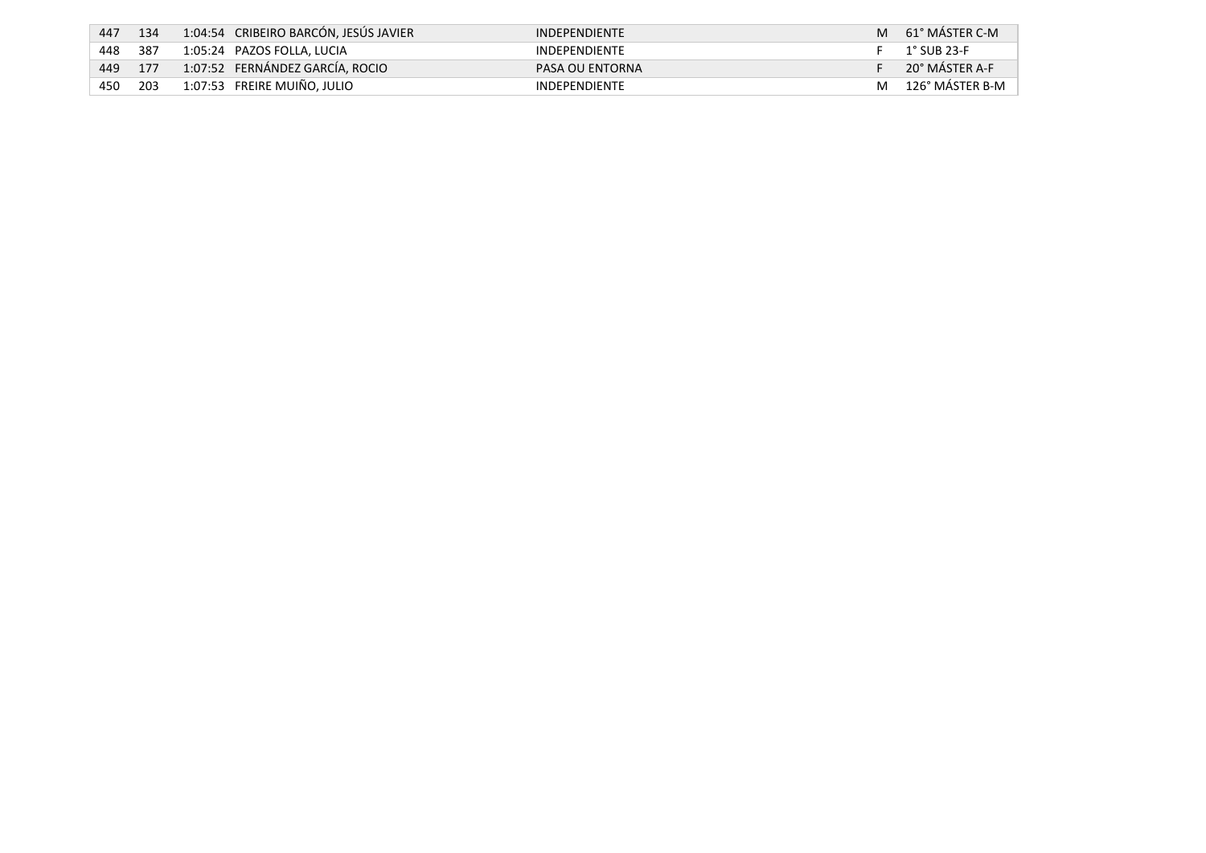| | | | | | | |
|---|---|---|---|---|---|---|
| 447 | 134 | 1:04:54 | CRIBEIRO BARCÓN, JESÚS JAVIER | INDEPENDIENTE | M | 61° MÁSTER C-M |
| 448 | 387 | 1:05:24 | PAZOS FOLLA, LUCIA | INDEPENDIENTE | F | 1° SUB 23-F |
| 449 | 177 | 1:07:52 | FERNÁNDEZ GARCÍA, ROCIO | PASA OU ENTORNA | F | 20° MÁSTER A-F |
| 450 | 203 | 1:07:53 | FREIRE MUIÑO, JULIO | INDEPENDIENTE | M | 126° MÁSTER B-M |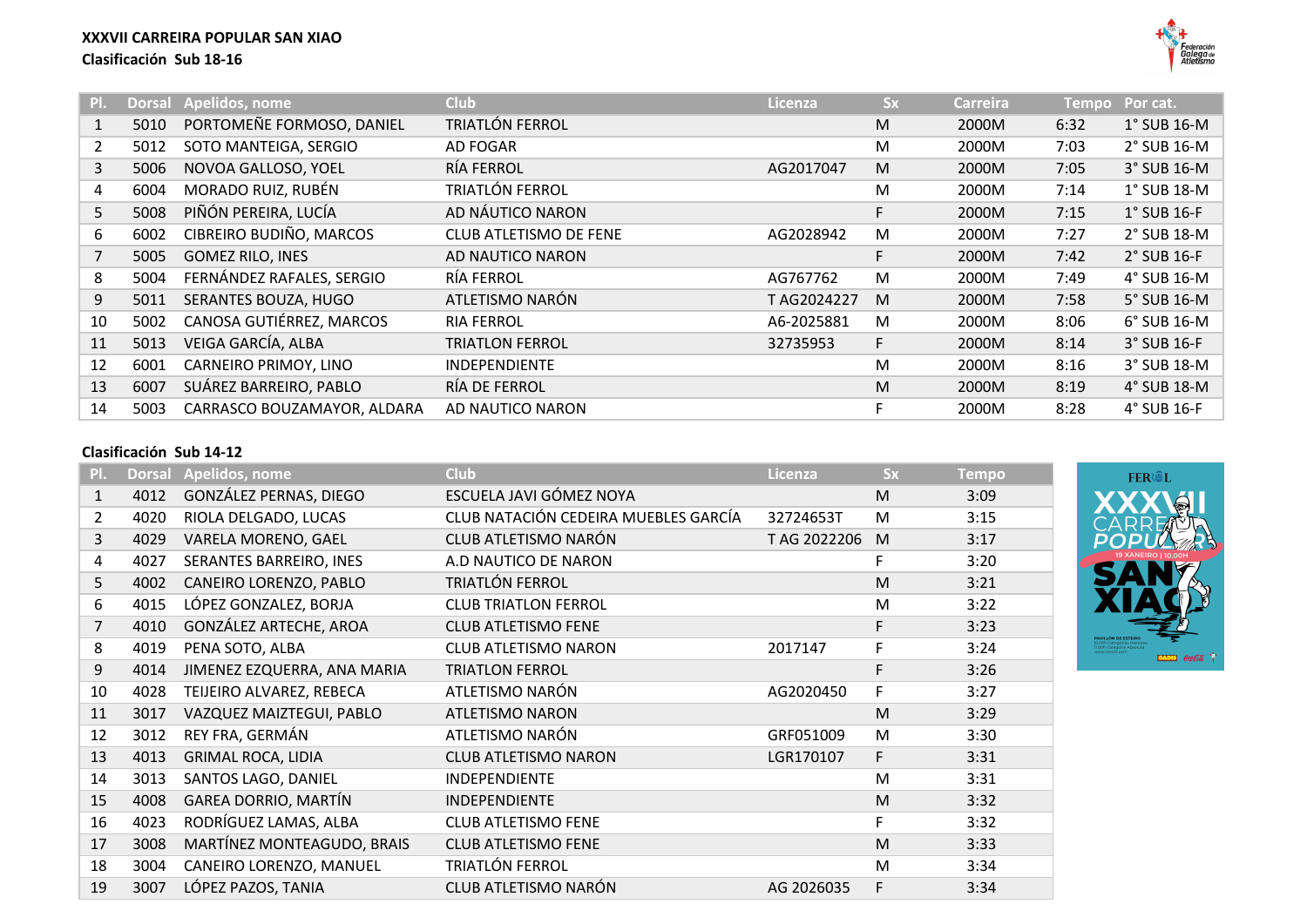**XXXVII CARREIRA POPULAR SAN XIAO**

**Clasificación Sub 18-16**

| Pl. | Dorsal | Apelidos, nome | Club | Licenza | Sx | Carreira | Tempo | Por cat. |
|---|---|---|---|---|---|---|---|---|
| 1 | 5010 | PORTOMEÑE FORMOSO, DANIEL | TRIATLÓN FERROL | | M | 2000M | 6:32 | 1° SUB 16-M |
| 2 | 5012 | SOTO MANTEIGA, SERGIO | AD FOGAR | | M | 2000M | 7:03 | 2° SUB 16-M |
| 3 | 5006 | NOVOA GALLOSO, YOEL | RÍA FERROL | AG2017047 | M | 2000M | 7:05 | 3° SUB 16-M |
| 4 | 6004 | MORADO RUIZ, RUBÉN | TRIATLÓN FERROL | | M | 2000M | 7:14 | 1° SUB 18-M |
| 5 | 5008 | PIÑÓN PEREIRA, LUCÍA | AD NÁUTICO NARON | | F | 2000M | 7:15 | 1° SUB 16-F |
| 6 | 6002 | CIBREIRO BUDIÑO, MARCOS | CLUB ATLETISMO DE FENE | AG2028942 | M | 2000M | 7:27 | 2° SUB 18-M |
| 7 | 5005 | GOMEZ RILO, INES | AD NAUTICO NARON | | F | 2000M | 7:42 | 2° SUB 16-F |
| 8 | 5004 | FERNÁNDEZ RAFALES, SERGIO | RÍA FERROL | AG767762 | M | 2000M | 7:49 | 4° SUB 16-M |
| 9 | 5011 | SERANTES BOUZA, HUGO | ATLETISMO NARÓN | T AG2024227 | M | 2000M | 7:58 | 5° SUB 16-M |
| 10 | 5002 | CANOSA GUTIÉRREZ, MARCOS | RIA FERROL | A6-2025881 | M | 2000M | 8:06 | 6° SUB 16-M |
| 11 | 5013 | VEIGA GARCÍA, ALBA | TRIATLON FERROL | 32735953 | F | 2000M | 8:14 | 3° SUB 16-F |
| 12 | 6001 | CARNEIRO PRIMOY, LINO | INDEPENDIENTE | | M | 2000M | 8:16 | 3° SUB 18-M |
| 13 | 6007 | SUÁREZ BARREIRO, PABLO | RÍA DE FERROL | | M | 2000M | 8:19 | 4° SUB 18-M |
| 14 | 5003 | CARRASCO BOUZAMAYOR, ALDARA | AD NAUTICO NARON | | F | 2000M | 8:28 | 4° SUB 16-F |

**Clasificación Sub 14-12**

| Pl. | Dorsal | Apelidos, nome | Club | Licenza | Sx | Tempo |
|---|---|---|---|---|---|---|
| 1 | 4012 | GONZÁLEZ PERNAS, DIEGO | ESCUELA JAVI GÓMEZ NOYA | | M | 3:09 |
| 2 | 4020 | RIOLA DELGADO, LUCAS | CLUB NATACIÓN CEDEIRA MUEBLES GARCÍA | 32724653T | M | 3:15 |
| 3 | 4029 | VARELA MORENO, GAEL | CLUB ATLETISMO NARÓN | T AG 2022206 | M | 3:17 |
| 4 | 4027 | SERANTES BARREIRO, INES | A.D NAUTICO DE NARON | | F | 3:20 |
| 5 | 4002 | CANEIRO LORENZO, PABLO | TRIATLÓN FERROL | | M | 3:21 |
| 6 | 4015 | LÓPEZ GONZALEZ, BORJA | CLUB TRIATLON FERROL | | M | 3:22 |
| 7 | 4010 | GONZÁLEZ ARTECHE, AROA | CLUB ATLETISMO FENE | | F | 3:23 |
| 8 | 4019 | PENA SOTO, ALBA | CLUB ATLETISMO NARON | 2017147 | F | 3:24 |
| 9 | 4014 | JIMENEZ EZQUERRA, ANA MARIA | TRIATLON FERROL | | F | 3:26 |
| 10 | 4028 | TEIJEIRO ALVAREZ, REBECA | ATLETISMO NARÓN | AG2020450 | F | 3:27 |
| 11 | 3017 | VAZQUEZ MAIZTEGUI, PABLO | ATLETISMO NARON | | M | 3:29 |
| 12 | 3012 | REY FRA, GERMÁN | ATLETISMO NARÓN | GRF051009 | M | 3:30 |
| 13 | 4013 | GRIMAL ROCA, LIDIA | CLUB ATLETISMO NARON | LGR170107 | F | 3:31 |
| 14 | 3013 | SANTOS LAGO, DANIEL | INDEPENDIENTE | | M | 3:31 |
| 15 | 4008 | GAREA DORRIO, MARTÍN | INDEPENDIENTE | | M | 3:32 |
| 16 | 4023 | RODRÍGUEZ LAMAS, ALBA | CLUB ATLETISMO FENE | | F | 3:32 |
| 17 | 3008 | MARTÍNEZ MONTEAGUDO, BRAIS | CLUB ATLETISMO FENE | | M | 3:33 |
| 18 | 3004 | CANEIRO LORENZO, MANUEL | TRIATLÓN FERROL | | M | 3:34 |
| 19 | 3007 | LÓPEZ PAZOS, TANIA | CLUB ATLETISMO NARÓN | AG 2026035 | F | 3:34 |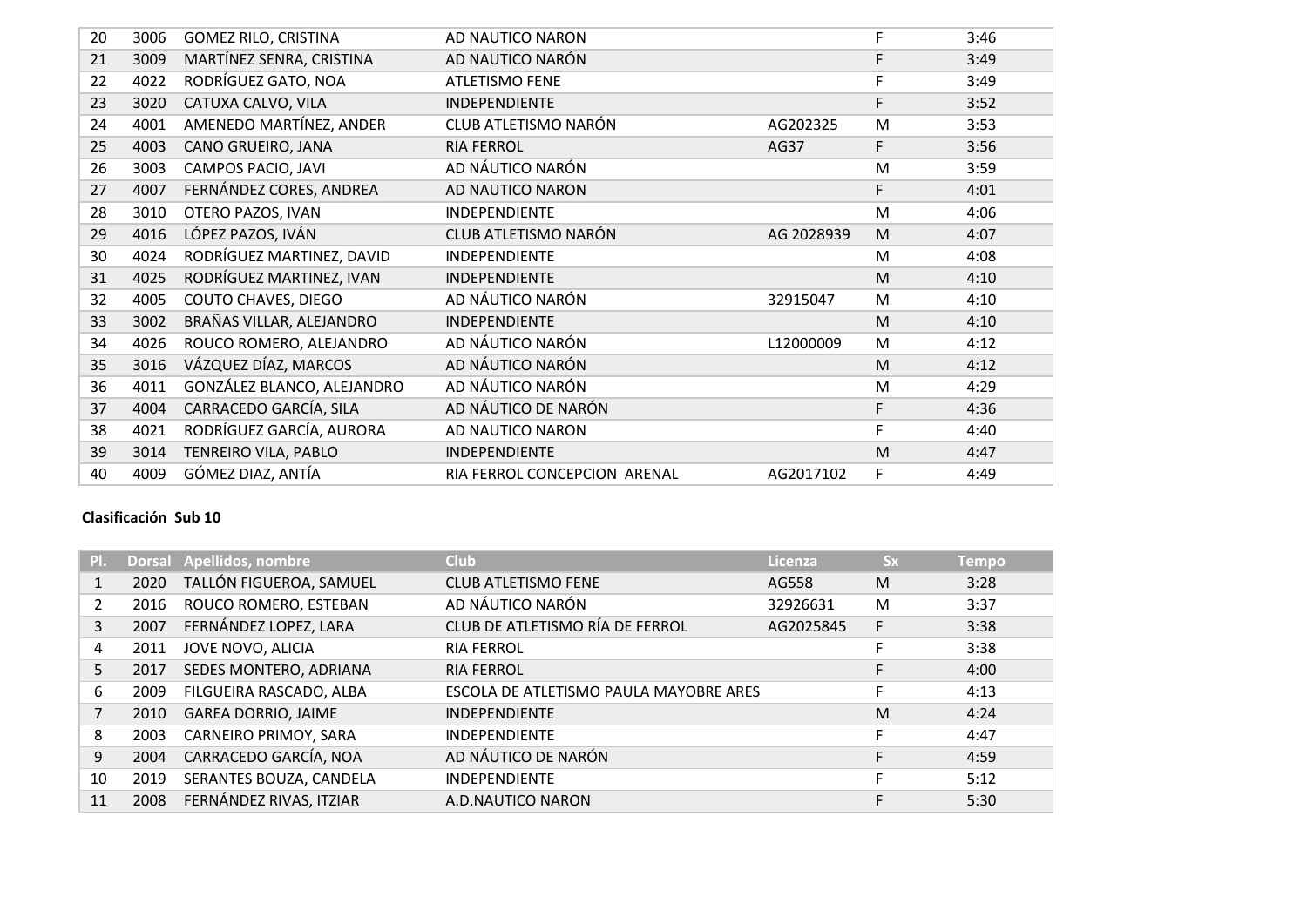| Pl. | Dorsal | Apellidos, nombre | Club | Licenza | Sx | Tempo |
|---|---|---|---|---|---|---|
| 20 | 3006 | GOMEZ RILO, CRISTINA | AD NAUTICO NARON | | F | 3:46 |
| 21 | 3009 | MARTÍNEZ SENRA, CRISTINA | AD NAUTICO NARÓN | | F | 3:49 |
| 22 | 4022 | RODRÍGUEZ GATO, NOA | ATLETISMO FENE | | F | 3:49 |
| 23 | 3020 | CATUXA CALVO, VILA | INDEPENDIENTE | | F | 3:52 |
| 24 | 4001 | AMENEDO MARTÍNEZ, ANDER | CLUB ATLETISMO NARÓN | AG202325 | M | 3:53 |
| 25 | 4003 | CANO GRUEIRO, JANA | RIA FERROL | AG37 | F | 3:56 |
| 26 | 3003 | CAMPOS PACIO, JAVI | AD NÁUTICO NARÓN | | M | 3:59 |
| 27 | 4007 | FERNÁNDEZ CORES, ANDREA | AD NAUTICO NARON | | F | 4:01 |
| 28 | 3010 | OTERO PAZOS, IVAN | INDEPENDIENTE | | M | 4:06 |
| 29 | 4016 | LÓPEZ PAZOS, IVÁN | CLUB ATLETISMO NARÓN | AG 2028939 | M | 4:07 |
| 30 | 4024 | RODRÍGUEZ MARTINEZ, DAVID | INDEPENDIENTE | | M | 4:08 |
| 31 | 4025 | RODRÍGUEZ MARTINEZ, IVAN | INDEPENDIENTE | | M | 4:10 |
| 32 | 4005 | COUTO CHAVES, DIEGO | AD NÁUTICO NARÓN | 32915047 | M | 4:10 |
| 33 | 3002 | BRAÑAS VILLAR, ALEJANDRO | INDEPENDIENTE | | M | 4:10 |
| 34 | 4026 | ROUCO ROMERO, ALEJANDRO | AD NÁUTICO NARÓN | L12000009 | M | 4:12 |
| 35 | 3016 | VÁZQUEZ DÍAZ, MARCOS | AD NÁUTICO NARÓN | | M | 4:12 |
| 36 | 4011 | GONZÁLEZ BLANCO, ALEJANDRO | AD NÁUTICO NARÓN | | M | 4:29 |
| 37 | 4004 | CARRACEDO GARCÍA, SILA | AD NÁUTICO DE NARÓN | | F | 4:36 |
| 38 | 4021 | RODRÍGUEZ GARCÍA, AURORA | AD NAUTICO NARON | | F | 4:40 |
| 39 | 3014 | TENREIRO VILA, PABLO | INDEPENDIENTE | | M | 4:47 |
| 40 | 4009 | GÓMEZ DIAZ, ANTÍA | RIA FERROL CONCEPCION ARENAL | AG2017102 | F | 4:49 |

**Clasificación Sub 10**

| Pl. | Dorsal | Apellidos, nombre | Club | Licenza | Sx | Tempo |
|---|---|---|---|---|---|---|
| 1 | 2020 | TALLÓN FIGUEROA, SAMUEL | CLUB ATLETISMO FENE | AG558 | M | 3:28 |
| 2 | 2016 | ROUCO ROMERO, ESTEBAN | AD NÁUTICO NARÓN | 32926631 | M | 3:37 |
| 3 | 2007 | FERNÁNDEZ LOPEZ, LARA | CLUB DE ATLETISMO RÍA DE FERROL | AG2025845 | F | 3:38 |
| 4 | 2011 | JOVE NOVO, ALICIA | RIA FERROL | | F | 3:38 |
| 5 | 2017 | SEDES MONTERO, ADRIANA | RIA FERROL | | F | 4:00 |
| 6 | 2009 | FILGUEIRA RASCADO, ALBA | ESCOLA DE ATLETISMO PAULA MAYOBRE ARES | | F | 4:13 |
| 7 | 2010 | GAREA DORRIO, JAIME | INDEPENDIENTE | | M | 4:24 |
| 8 | 2003 | CARNEIRO PRIMOY, SARA | INDEPENDIENTE | | F | 4:47 |
| 9 | 2004 | CARRACEDO GARCÍA, NOA | AD NÁUTICO DE NARÓN | | F | 4:59 |
| 10 | 2019 | SERANTES BOUZA, CANDELA | INDEPENDIENTE | | F | 5:12 |
| 11 | 2008 | FERNÁNDEZ RIVAS, ITZIAR | A.D.NAUTICO NARON | | F | 5:30 |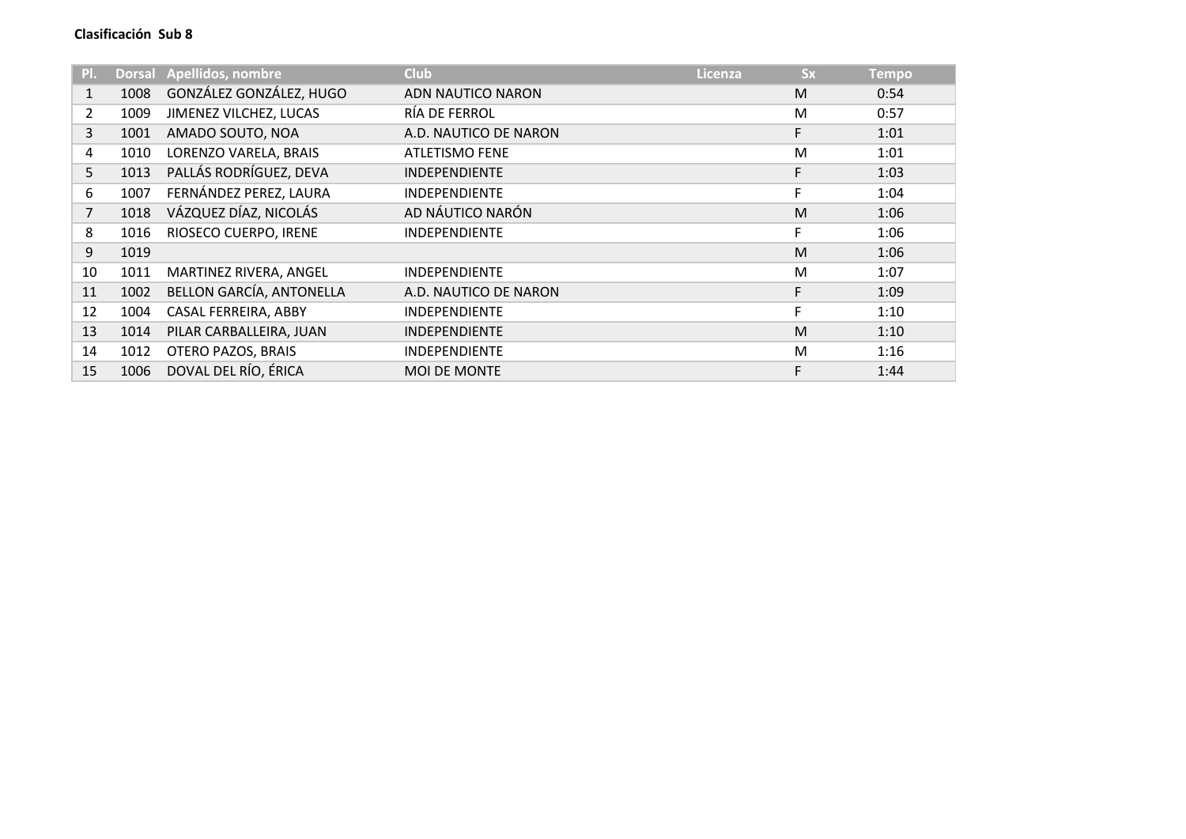**Clasificación Sub 8**

| Pl. | Dorsal | Apellidos, nombre | Club | Licenza | Sx | Tempo |
|---|---|---|---|---|---|---|
| 1 | 1008 | GONZÁLEZ GONZÁLEZ, HUGO | ADN NAUTICO NARON | | M | 0:54 |
| 2 | 1009 | JIMENEZ VILCHEZ, LUCAS | RÍA DE FERROL | | M | 0:57 |
| 3 | 1001 | AMADO SOUTO, NOA | A.D. NAUTICO DE NARON | | F | 1:01 |
| 4 | 1010 | LORENZO VARELA, BRAIS | ATLETISMO FENE | | M | 1:01 |
| 5 | 1013 | PALLÁS RODRÍGUEZ, DEVA | INDEPENDIENTE | | F | 1:03 |
| 6 | 1007 | FERNÁNDEZ PEREZ, LAURA | INDEPENDIENTE | | F | 1:04 |
| 7 | 1018 | VÁZQUEZ DÍAZ, NICOLÁS | AD NÁUTICO NARÓN | | M | 1:06 |
| 8 | 1016 | RIOSECO CUERPO, IRENE | INDEPENDIENTE | | F | 1:06 |
| 9 | 1019 | | | | M | 1:06 |
| 10 | 1011 | MARTINEZ RIVERA, ANGEL | INDEPENDIENTE | | M | 1:07 |
| 11 | 1002 | BELLON GARCÍA, ANTONELLA | A.D. NAUTICO DE NARON | | F | 1:09 |
| 12 | 1004 | CASAL FERREIRA, ABBY | INDEPENDIENTE | | F | 1:10 |
| 13 | 1014 | PILAR CARBALLEIRA, JUAN | INDEPENDIENTE | | M | 1:10 |
| 14 | 1012 | OTERO PAZOS, BRAIS | INDEPENDIENTE | | M | 1:16 |
| 15 | 1006 | DOVAL DEL RÍO, ÉRICA | MOI DE MONTE | | F | 1:44 |